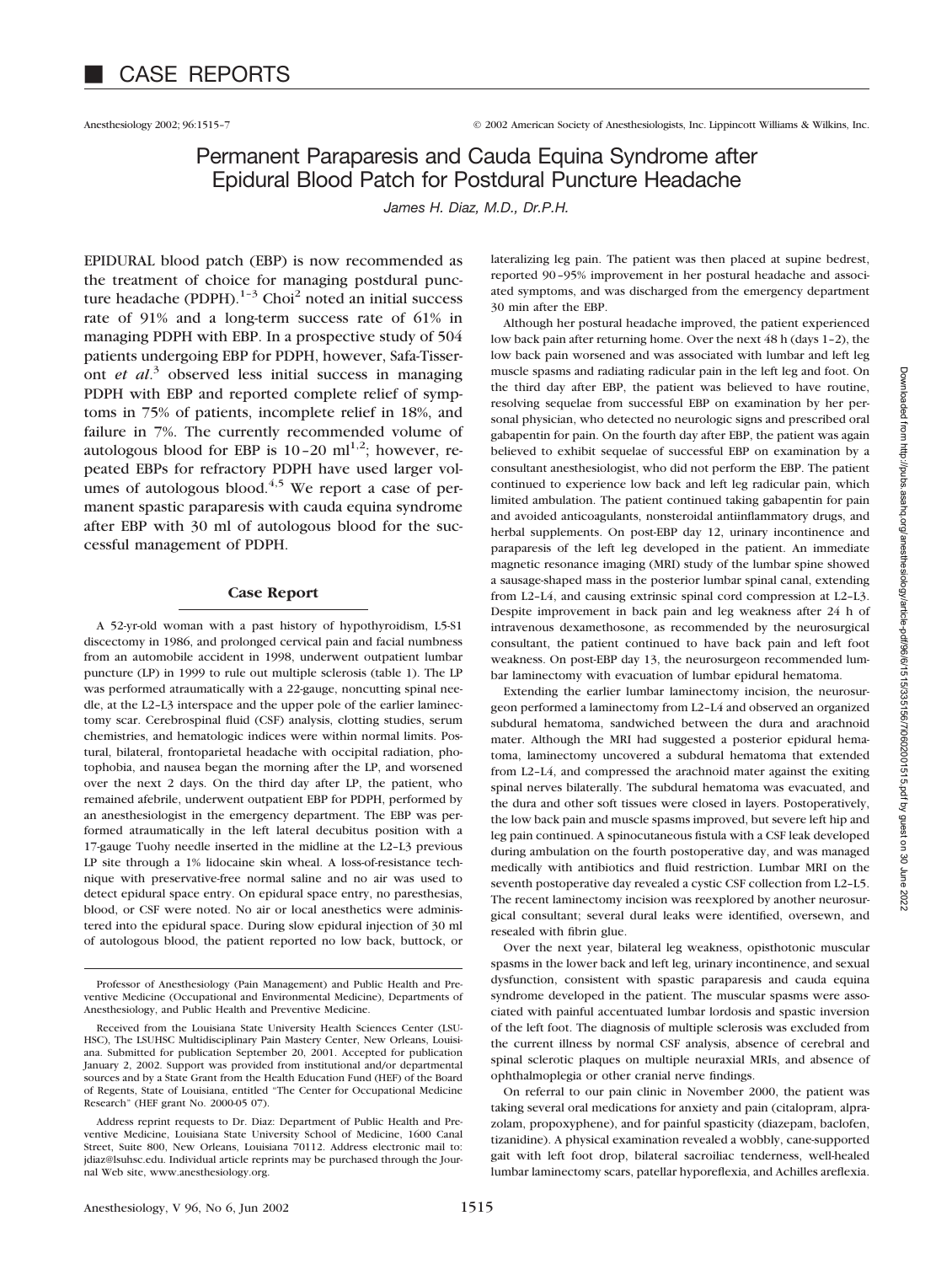# CASE REPORTS

Anesthesiology 2002; 96:1515–7 © 2002 American Society of Anesthesiologists, Inc. Lippincott Williams & Wilkins, Inc.

## Permanent Paraparesis and Cauda Equina Syndrome after Epidural Blood Patch for Postdural Puncture Headache

*James H. Diaz, M.D., Dr.P.H.*

EPIDURAL blood patch (EBP) is now recommended as the treatment of choice for managing postdural puncture headache (PDPH).[1–3] Choi[2] noted an initial success rate of 91% and a long-term success rate of 61% in managing PDPH with EBP. In a prospective study of 504 patients undergoing EBP for PDPH, however, Safa-Tissert *et al*.[3] observed less initial success in managing PDPH with EBP and reported complete relief of symptoms in 75% of patients, incomplete relief in 18%, and failure in 7%. The currently recommended volume of autologous blood for EBP is 10–20 ml[1,2]; however, repeated EBPs for refractory PDPH have used larger volumes of autologous blood.[4,5] We report a case of permanent spastic paraparesis with cauda equina syndrome after EBP with 30 ml of autologous blood for the successful management of PDPH.

### Case Report

A 52-yr-old woman with a past history of hypothyroidism, L5-S1 discectomy in 1986, and prolonged cervical pain and facial numbness from an automobile accident in 1998, underwent outpatient lumbar puncture (LP) in 1999 to rule out multiple sclerosis (table 1). The LP was performed atraumatically with a 22-gauge, noncutting spinal needle, at the L2–L3 interspace and the upper pole of the earlier laminectomy scar. Cerebrospinal fluid (CSF) analysis, clotting studies, serum chemistries, and hematologic indices were within normal limits. Postural, bilateral, frontoparietal headache with occipital radiation, photophobia, and nausea began the morning after the LP, and worsened over the next 2 days. On the third day after LP, the patient, who remained afebrile, underwent outpatient EBP for PDPH, performed by an anesthesiologist in the emergency department. The EBP was performed atraumatically in the left lateral decubitus position with a 17-gauge Tuohy needle inserted in the midline at the L2–L3 previous LP site through a 1% lidocaine skin wheal. A loss-of-resistance technique with preservative-free normal saline and no air was used to detect epidural space entry. On epidural space entry, no paresthesias, blood, or CSF were noted. No air or local anesthetics were administered into the epidural space. During slow epidural injection of 30 ml of autologous blood, the patient reported no low back, buttock, or lateralizing leg pain. The patient was then placed at supine bedrest, reported 90–95% improvement in her postural headache and associated symptoms, and was discharged from the emergency department 30 min after the EBP.

Although her postural headache improved, the patient experienced low back pain after returning home. Over the next 48 h (days 1–2), the low back pain worsened and was associated with lumbar and left leg muscle spasms and radiating radicular pain in the left leg and foot. On the third day after EBP, the patient was believed to have routine, resolving sequelae from successful EBP on examination by her personal physician, who detected no neurologic signs and prescribed oral gabapentin for pain. On the fourth day after EBP, the patient was again believed to exhibit sequelae of successful EBP on examination by a consultant anesthesiologist, who did not perform the EBP. The patient continued to experience low back and left leg radicular pain, which limited ambulation. The patient continued taking gabapentin for pain and avoided anticoagulants, nonsteroidal antiinflammatory drugs, and herbal supplements. On post-EBP day 12, urinary incontinence and paraparesis of the left leg developed in the patient. An immediate magnetic resonance imaging (MRI) study of the lumbar spine showed a sausage-shaped mass in the posterior lumbar spinal canal, extending from L2–L4, and causing extrinsic spinal cord compression at L2–L3. Despite improvement in back pain and leg weakness after 24 h of intravenous dexamethosone, as recommended by the neurosurgical consultant, the patient continued to have back pain and left foot weakness. On post-EBP day 13, the neurosurgeon recommended lumbar laminectomy with evacuation of lumbar epidural hematoma.

Extending the earlier lumbar laminectomy incision, the neurosurgeon performed a laminectomy from L2–L4 and observed an organized subdural hematoma, sandwiched between the dura and arachnoid mater. Although the MRI had suggested a posterior epidural hematoma, laminectomy uncovered a subdural hematoma that extended from L2–L4, and compressed the arachnoid mater against the exiting spinal nerves bilaterally. The subdural hematoma was evacuated, and the dura and other soft tissues were closed in layers. Postoperatively, the low back pain and muscle spasms improved, but severe left hip and leg pain continued. A spinocutaneous fistula with a CSF leak developed during ambulation on the fourth postoperative day, and was managed medically with antibiotics and fluid restriction. Lumbar MRI on the seventh postoperative day revealed a cystic CSF collection from L2–L5. The recent laminectomy incision was reexplored by another neurosurgical consultant; several dural leaks were identified, oversewn, and resealed with fibrin glue.

Over the next year, bilateral leg weakness, opisthotonic muscular spasms in the lower back and left leg, urinary incontinence, and sexual dysfunction, consistent with spastic paraparesis and cauda equina syndrome developed in the patient. The muscular spasms were associated with painful accentuated lumbar lordosis and spastic inversion of the left foot. The diagnosis of multiple sclerosis was excluded from the current illness by normal CSF analysis, absence of cerebral and spinal sclerotic plaques on multiple neuraxial MRIs, and absence of ophthalmoplegia or other cranial nerve findings.

On referral to our pain clinic in November 2000, the patient was taking several oral medications for anxiety and pain (citalopram, alprazolam, propoxyphene), and for painful spasticity (diazepam, baclofen, tizanidine). A physical examination revealed a wobbly, cane-supported gait with left foot drop, bilateral sacroiliac tenderness, well-healed lumbar laminectomy scars, patellar hyporeflexia, and Achilles areflexia.

---

Professor of Anesthesiology (Pain Management) and Public Health and Preventive Medicine (Occupational and Environmental Medicine), Departments of Anesthesiology, and Public Health and Preventive Medicine.

Received from the Louisiana State University Health Sciences Center (LSUHSC), The LSUHSC Multidisciplinary Pain Mastery Center, New Orleans, Louisiana. Submitted for publication September 20, 2001. Accepted for publication January 2, 2002. Support was provided from institutional and/or departmental sources and by a State Grant from the Health Education Fund (HEF) of the Board of Regents, State of Louisiana, entitled "The Center for Occupational Medicine Research" (HEF grant No. 2000-05 07).

Address reprint requests to Dr. Diaz: Department of Public Health and Preventive Medicine, Louisiana State University School of Medicine, 1600 Canal Street, Suite 800, New Orleans, Louisiana 70112. Address electronic mail to: jdiaz@lsuhsc.edu. Individual article reprints may be purchased through the Journal Web site, www.anesthesiology.org.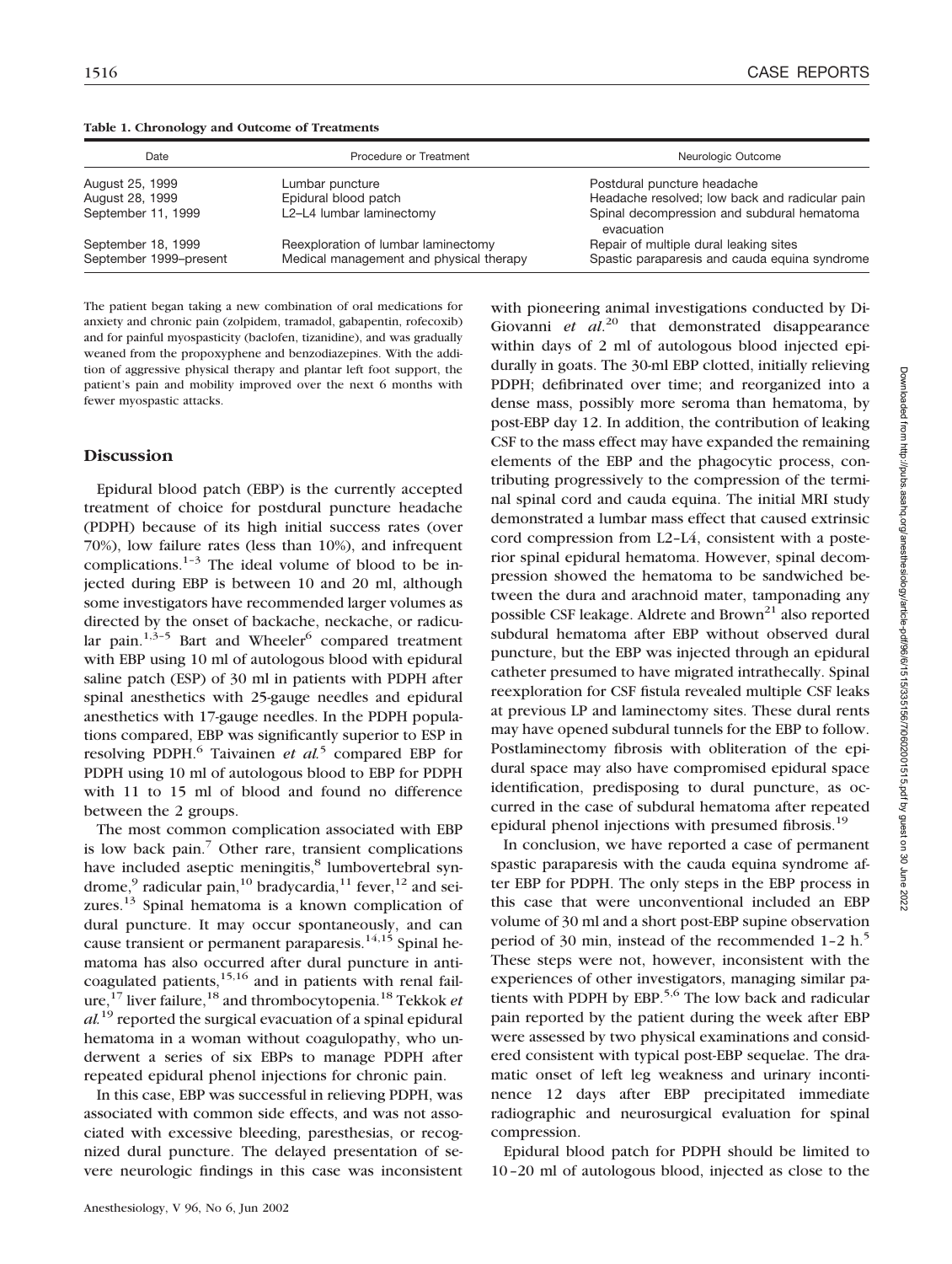**Table 1. Chronology and Outcome of Treatments**

| Date | Procedure or Treatment | Neurologic Outcome |
|---|---|---|
| August 25, 1999 | Lumbar puncture | Postdural puncture headache |
| August 28, 1999 | Epidural blood patch | Headache resolved; low back and radicular pain |
| September 11, 1999 | L2–L4 lumbar laminectomy | Spinal decompression and subdural hematoma evacuation |
| September 18, 1999 | Reexploration of lumbar laminectomy | Repair of multiple dural leaking sites |
| September 1999–present | Medical management and physical therapy | Spastic paraparesis and cauda equina syndrome |

The patient began taking a new combination of oral medications for anxiety and chronic pain (zolpidem, tramadol, gabapentin, rofecoxib) and for painful myospasticity (baclofen, tizanidine), and was gradually weaned from the propoxyphene and benzodiazepines. With the addition of aggressive physical therapy and plantar left foot support, the patient's pain and mobility improved over the next 6 months with fewer myospastic attacks.

## Discussion

Epidural blood patch (EBP) is the currently accepted treatment of choice for postdural puncture headache (PDPH) because of its high initial success rates (over 70%), low failure rates (less than 10%), and infrequent complications.[1–3] The ideal volume of blood to be injected during EBP is between 10 and 20 ml, although some investigators have recommended larger volumes as directed by the onset of backache, neckache, or radicular pain.[1,3–5] Bart and Wheeler[6] compared treatment with EBP using 10 ml of autologous blood with epidural saline patch (ESP) of 30 ml in patients with PDPH after spinal anesthetics with 25-gauge needles and epidural anesthetics with 17-gauge needles. In the PDPH populations compared, EBP was significantly superior to ESP in resolving PDPH.[6] Taivainen *et al.*[5] compared EBP for PDPH using 10 ml of autologous blood to EBP for PDPH with 11 to 15 ml of blood and found no difference between the 2 groups.

The most common complication associated with EBP is low back pain.[7] Other rare, transient complications have included aseptic meningitis,[8] lumbovertebral syndrome,[9] radicular pain,[10] bradycardia,[11] fever,[12] and seizures.[13] Spinal hematoma is a known complication of dural puncture. It may occur spontaneously, and can cause transient or permanent paraparesis.[14,15] Spinal hematoma has also occurred after dural puncture in anticoagulated patients,[15,16] and in patients with renal failure,[17] liver failure,[18] and thrombocytopenia.[18] Tekkok *et al.*[19] reported the surgical evacuation of a spinal epidural hematoma in a woman without coagulopathy, who underwent a series of six EBPs to manage PDPH after repeated epidural phenol injections for chronic pain.

In this case, EBP was successful in relieving PDPH, was associated with common side effects, and was not associated with excessive bleeding, paresthesias, or recognized dural puncture. The delayed presentation of severe neurologic findings in this case was inconsistent with pioneering animal investigations conducted by DiGiovanni *et al.*[20] that demonstrated disappearance within days of 2 ml of autologous blood injected epidurally in goats. The 30-ml EBP clotted, initially relieving PDPH; defibrinated over time; and reorganized into a dense mass, possibly more seroma than hematoma, by post-EBP day 12. In addition, the contribution of leaking CSF to the mass effect may have expanded the remaining elements of the EBP and the phagocytic process, contributing progressively to the compression of the terminal spinal cord and cauda equina. The initial MRI study demonstrated a lumbar mass effect that caused extrinsic cord compression from L2–L4, consistent with a posterior spinal epidural hematoma. However, spinal decompression showed the hematoma to be sandwiched between the dura and arachnoid mater, tamponading any possible CSF leakage. Aldrete and Brown[21] also reported subdural hematoma after EBP without observed dural puncture, but the EBP was injected through an epidural catheter presumed to have migrated intrathecally. Spinal reexploration for CSF fistula revealed multiple CSF leaks at previous LP and laminectomy sites. These dural rents may have opened subdural tunnels for the EBP to follow. Postlaminectomy fibrosis with obliteration of the epidural space may also have compromised epidural space identification, predisposing to dural puncture, as occurred in the case of subdural hematoma after repeated epidural phenol injections with presumed fibrosis.[19]

In conclusion, we have reported a case of permanent spastic paraparesis with the cauda equina syndrome after EBP for PDPH. The only steps in the EBP process in this case that were unconventional included an EBP volume of 30 ml and a short post-EBP supine observation period of 30 min, instead of the recommended 1–2 h.[5] These steps were not, however, inconsistent with the experiences of other investigators, managing similar patients with PDPH by EBP.[5,6] The low back and radicular pain reported by the patient during the week after EBP were assessed by two physical examinations and considered consistent with typical post-EBP sequelae. The dramatic onset of left leg weakness and urinary incontinence 12 days after EBP precipitated immediate radiographic and neurosurgical evaluation for spinal compression.

Epidural blood patch for PDPH should be limited to 10–20 ml of autologous blood, injected as close to the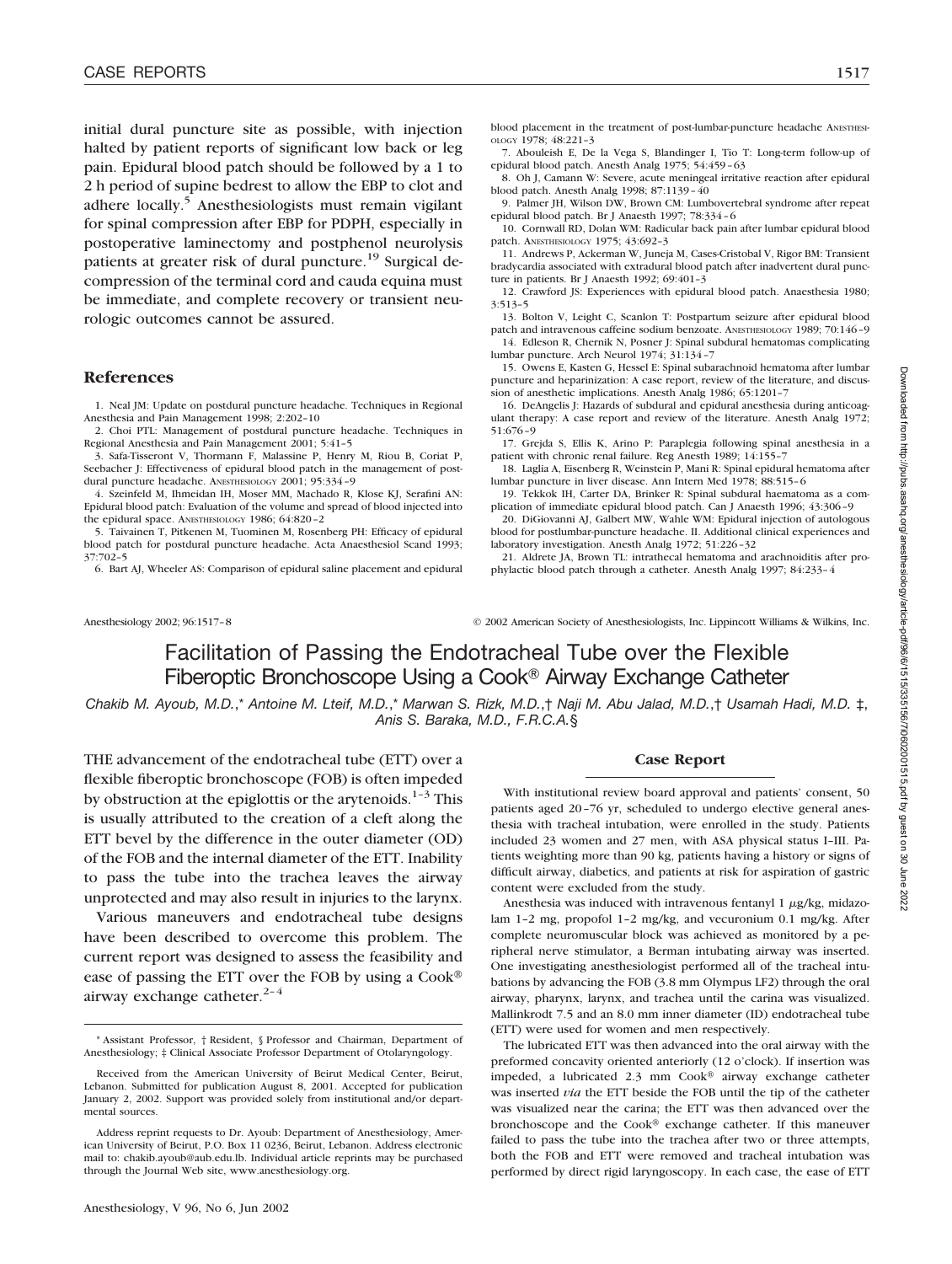initial dural puncture site as possible, with injection halted by patient reports of significant low back or leg pain. Epidural blood patch should be followed by a 1 to 2 h period of supine bedrest to allow the EBP to clot and adhere locally.[5] Anesthesiologists must remain vigilant for spinal compression after EBP for PDPH, especially in postoperative laminectomy and postphenol neurolysis patients at greater risk of dural puncture.[19] Surgical decompression of the terminal cord and cauda equina must be immediate, and complete recovery or transient neurologic outcomes cannot be assured.

## References

1. Neal JM: Update on postdural puncture headache. Techniques in Regional Anesthesia and Pain Management 1998; 2:202–10
2. Choi PTL: Management of postdural puncture headache. Techniques in Regional Anesthesia and Pain Management 2001; 5:41–5
3. Safa-Tisseront V, Thormann F, Malassine P, Henry M, Riou B, Coriat P, Seebacher J: Effectiveness of epidural blood patch in the management of postdural puncture headache. ANESTHESIOLOGY 2001; 95:334–9
4. Szeinfeld M, Ihmeidan IH, Moser MM, Machado R, Klose KJ, Serafini AN: Epidural blood patch: Evaluation of the volume and spread of blood injected into the epidural space. ANESTHESIOLOGY 1986; 64:820–2
5. Taivainen T, Pitkenen M, Tuominen M, Rosenberg PH: Efficacy of epidural blood patch for postdural puncture headache. Acta Anaesthesiol Scand 1993; 37:702–5
6. Bart AJ, Wheeler AS: Comparison of epidural saline placement and epidural blood placement in the treatment of post-lumbar-puncture headache ANESTHESIOLOGY 1978; 48:221–3
7. Abouleish E, De la Vega S, Blandinger I, Tio T: Long-term follow-up of epidural blood patch. Anesth Analg 1975; 54:459–63
8. Oh J, Camann W: Severe, acute meningeal irritative reaction after epidural blood patch. Anesth Analg 1998; 87:1139–40
9. Palmer JH, Wilson DW, Brown CM: Lumbovertebral syndrome after repeat epidural blood patch. Br J Anaesth 1997; 78:334–6
10. Cornwall RD, Dolan WM: Radicular back pain after lumbar epidural blood patch. ANESTHESIOLOGY 1975; 43:692–3
11. Andrews P, Ackerman W, Juneja M, Cases-Cristobal V, Rigor BM: Transient bradycardia associated with extradural blood patch after inadvertent dural puncture in patients. Br J Anaesth 1992; 69:401–3
12. Crawford JS: Experiences with epidural blood patch. Anaesthesia 1980; 3:513–5
13. Bolton V, Leight C, Scanlon T: Postpartum seizure after epidural blood patch and intravenous caffeine sodium benzoate. ANESTHESIOLOGY 1989; 70:146–9
14. Edleson R, Chernik N, Posner J: Spinal subdural hematomas complicating lumbar puncture. Arch Neurol 1974; 31:134–7
15. Owens E, Kasten G, Hessel E: Spinal subarachnoid hematoma after lumbar puncture and heparinization: A case report, review of the literature, and discussion of anesthetic implications. Anesth Analg 1986; 65:1201–7
16. DeAngelis J: Hazards of subdural and epidural anesthesia during anticoagulant therapy: A case report and review of the literature. Anesth Analg 1972; 51:676–9
17. Grejda S, Ellis K, Arino P: Paraplegia following spinal anesthesia in a patient with chronic renal failure. Reg Anesth 1989; 14:155–7
18. Laglia A, Eisenberg R, Weinstein P, Mani R: Spinal epidural hematoma after lumbar puncture in liver disease. Ann Intern Med 1978; 88:515–6
19. Tekkok IH, Carter DA, Brinker R: Spinal subdural haematoma as a complication of immediate epidural blood patch. Can J Anaesth 1996; 43:306–9
20. DiGiovanni AJ, Galbert MW, Wahle WM: Epidural injection of autologous blood for postlumbar-puncture headache. II. Additional clinical experiences and laboratory investigation. Anesth Analg 1972; 51:226–32
21. Aldrete JA, Brown TL: intrathecal hematoma and arachnoiditis after prophylactic blood patch through a catheter. Anesth Analg 1997; 84:233–4

Anesthesiology 2002; 96:1517–8 © 2002 American Society of Anesthesiologists, Inc. Lippincott Williams & Wilkins, Inc.

# Facilitation of Passing the Endotracheal Tube over the Flexible Fiberoptic Bronchoscope Using a Cook® Airway Exchange Catheter

*Chakib M. Ayoub, M.D.,\* Antoine M. Lteif, M.D.,\* Marwan S. Rizk, M.D.,† Naji M. Abu Jalad, M.D.,† Usamah Hadi, M.D. ‡, Anis S. Baraka, M.D., F.R.C.A.§*

THE advancement of the endotracheal tube (ETT) over a flexible fiberoptic bronchoscope (FOB) is often impeded by obstruction at the epiglottis or the arytenoids.[1–3] This is usually attributed to the creation of a cleft along the ETT bevel by the difference in the outer diameter (OD) of the FOB and the internal diameter of the ETT. Inability to pass the tube into the trachea leaves the airway unprotected and may also result in injuries to the larynx.

Various maneuvers and endotracheal tube designs have been described to overcome this problem. The current report was designed to assess the feasibility and ease of passing the ETT over the FOB by using a Cook® airway exchange catheter.[2–4]

\* Assistant Professor, † Resident, § Professor and Chairman, Department of Anesthesiology; ‡ Clinical Associate Professor Department of Otolaryngology.

Received from the American University of Beirut Medical Center, Beirut, Lebanon. Submitted for publication August 8, 2001. Accepted for publication January 2, 2002. Support was provided solely from institutional and/or departmental sources.

Address reprint requests to Dr. Ayoub: Department of Anesthesiology, American University of Beirut, P.O. Box 11 0236, Beirut, Lebanon. Address electronic mail to: chakib.ayoub@aub.edu.lb. Individual article reprints may be purchased through the Journal Web site, www.anesthesiology.org.

## Case Report

With institutional review board approval and patients' consent, 50 patients aged 20–76 yr, scheduled to undergo elective general anesthesia with tracheal intubation, were enrolled in the study. Patients included 23 women and 27 men, with ASA physical status I–III. Patients weighting more than 90 kg, patients having a history or signs of difficult airway, diabetics, and patients at risk for aspiration of gastric content were excluded from the study.

Anesthesia was induced with intravenous fentanyl 1 μg/kg, midazolam 1–2 mg, propofol 1–2 mg/kg, and vecuronium 0.1 mg/kg. After complete neuromuscular block was achieved as monitored by a peripheral nerve stimulator, a Berman intubating airway was inserted. One investigating anesthesiologist performed all of the tracheal intubations by advancing the FOB (3.8 mm Olympus LF2) through the oral airway, pharynx, larynx, and trachea until the carina was visualized. Mallinkrodt 7.5 and an 8.0 mm inner diameter (ID) endotracheal tube (ETT) were used for women and men respectively.

The lubricated ETT was then advanced into the oral airway with the preformed concavity oriented anteriorly (12 o'clock). If insertion was impeded, a lubricated 2.3 mm Cook® airway exchange catheter was inserted *via* the ETT beside the FOB until the tip of the catheter was visualized near the carina; the ETT was then advanced over the bronchoscope and the Cook® exchange catheter. If this maneuver failed to pass the tube into the trachea after two or three attempts, both the FOB and ETT were removed and tracheal intubation was performed by direct rigid laryngoscopy. In each case, the ease of ETT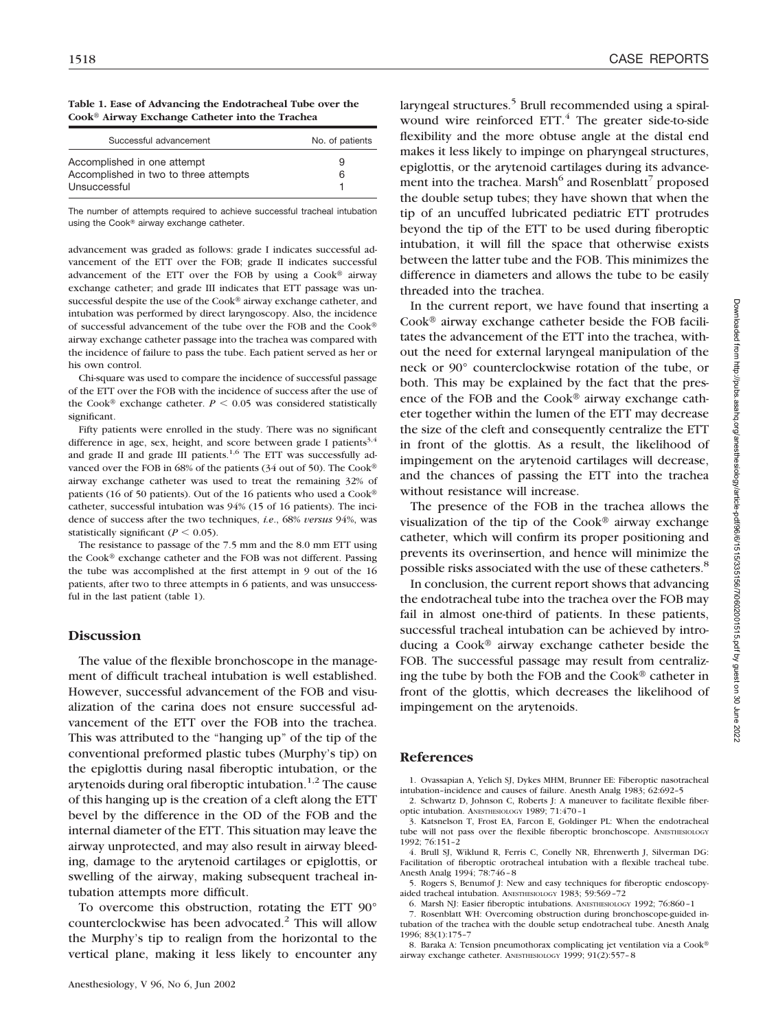**Table 1. Ease of Advancing the Endotracheal Tube over the Cook® Airway Exchange Catheter into the Trachea**

| Successful advancement | No. of patients |
| --- | --- |
| Accomplished in one attempt | 9 |
| Accomplished in two to three attempts | 6 |
| Unsuccessful | 1 |

The number of attempts required to achieve successful tracheal intubation using the Cook® airway exchange catheter.

advancement was graded as follows: grade I indicates successful advancement of the ETT over the FOB; grade II indicates successful advancement of the ETT over the FOB by using a Cook® airway exchange catheter; and grade III indicates that ETT passage was unsuccessful despite the use of the Cook® airway exchange catheter, and intubation was performed by direct laryngoscopy. Also, the incidence of successful advancement of the tube over the FOB and the Cook® airway exchange catheter passage into the trachea was compared with the incidence of failure to pass the tube. Each patient served as her or his own control.

Chi-square was used to compare the incidence of successful passage of the ETT over the FOB with the incidence of success after the use of the Cook® exchange catheter. $P < 0.05$ was considered statistically significant.

Fifty patients were enrolled in the study. There was no significant difference in age, sex, height, and score between grade I patients[3,4] and grade II and grade III patients.[1,6] The ETT was successfully advanced over the FOB in 68% of the patients (34 out of 50). The Cook® airway exchange catheter was used to treat the remaining 32% of patients (16 of 50 patients). Out of the 16 patients who used a Cook® catheter, successful intubation was 94% (15 of 16 patients). The incidence of success after the two techniques, *i.e.*, 68% *versus* 94%, was statistically significant ($P < 0.05$).

The resistance to passage of the 7.5 mm and the 8.0 mm ETT using the Cook® exchange catheter and the FOB was not different. Passing the tube was accomplished at the first attempt in 9 out of the 16 patients, after two to three attempts in 6 patients, and was unsuccessful in the last patient (table 1).

## Discussion

The value of the flexible bronchoscope in the management of difficult tracheal intubation is well established. However, successful advancement of the FOB and visualization of the carina does not ensure successful advancement of the ETT over the FOB into the trachea. This was attributed to the "hanging up" of the tip of the conventional preformed plastic tubes (Murphy's tip) on the epiglottis during nasal fiberoptic intubation, or the arytenoids during oral fiberoptic intubation.[1,2] The cause of this hanging up is the creation of a cleft along the ETT bevel by the difference in the OD of the FOB and the internal diameter of the ETT. This situation may leave the airway unprotected, and may also result in airway bleeding, damage to the arytenoid cartilages or epiglottis, or swelling of the airway, making subsequent tracheal intubation attempts more difficult.

To overcome this obstruction, rotating the ETT 90° counterclockwise has been advocated.[2] This will allow the Murphy's tip to realign from the horizontal to the vertical plane, making it less likely to encounter any laryngeal structures.[5] Brull recommended using a spiral-wound wire reinforced ETT.[4] The greater side-to-side flexibility and the more obtuse angle at the distal end makes it less likely to impinge on pharyngeal structures, epiglottis, or the arytenoid cartilages during its advancement into the trachea. Marsh[6] and Rosenblatt[7] proposed the double setup tubes; they have shown that when the tip of an uncuffed lubricated pediatric ETT protrudes beyond the tip of the ETT to be used during fiberoptic intubation, it will fill the space that otherwise exists between the latter tube and the FOB. This minimizes the difference in diameters and allows the tube to be easily threaded into the trachea.

In the current report, we have found that inserting a Cook® airway exchange catheter beside the FOB facilitates the advancement of the ETT into the trachea, without the need for external laryngeal manipulation of the neck or 90° counterclockwise rotation of the tube, or both. This may be explained by the fact that the presence of the FOB and the Cook® airway exchange catheter together within the lumen of the ETT may decrease the size of the cleft and consequently centralize the ETT in front of the glottis. As a result, the likelihood of impingement on the arytenoid cartilages will decrease, and the chances of passing the ETT into the trachea without resistance will increase.

The presence of the FOB in the trachea allows the visualization of the tip of the Cook® airway exchange catheter, which will confirm its proper positioning and prevents its overinsertion, and hence will minimize the possible risks associated with the use of these catheters.[8]

In conclusion, the current report shows that advancing the endotracheal tube into the trachea over the FOB may fail in almost one-third of patients. In these patients, successful tracheal intubation can be achieved by introducing a Cook® airway exchange catheter beside the FOB. The successful passage may result from centralizing the tube by both the FOB and the Cook® catheter in front of the glottis, which decreases the likelihood of impingement on the arytenoids.

## References

1. Ovassapian A, Yelich SJ, Dykes MHM, Brunner EE: Fiberoptic nasotracheal intubation–incidence and causes of failure. Anesth Analg 1983; 62:692–5
2. Schwartz D, Johnson C, Roberts J: A maneuver to facilitate flexible fiberoptic intubation. ANESTHESIOLOGY 1989; 71:470–1
3. Katsnelson T, Frost EA, Farcon E, Goldinger PL: When the endotracheal tube will not pass over the flexible fiberoptic bronchoscope. ANESTHESIOLOGY 1992; 76:151–2
4. Brull SJ, Wiklund R, Ferris C, Conelly NR, Ehrenwerth J, Silverman DG: Facilitation of fiberoptic orotracheal intubation with a flexible tracheal tube. Anesth Analg 1994; 78:746–8
5. Rogers S, Benumof J: New and easy techniques for fiberoptic endoscopy-aided tracheal intubation. ANESTHESIOLOGY 1983; 59:569–72
6. Marsh NJ: Easier fiberoptic intubations. ANESTHESIOLOGY 1992; 76:860–1
7. Rosenblatt WH: Overcoming obstruction during bronchoscope-guided intubation of the trachea with the double setup endotracheal tube. Anesth Analg 1996; 83(1):175–7
8. Baraka A: Tension pneumothorax complicating jet ventilation via a Cook® airway exchange catheter. ANESTHESIOLOGY 1999; 91(2):557–8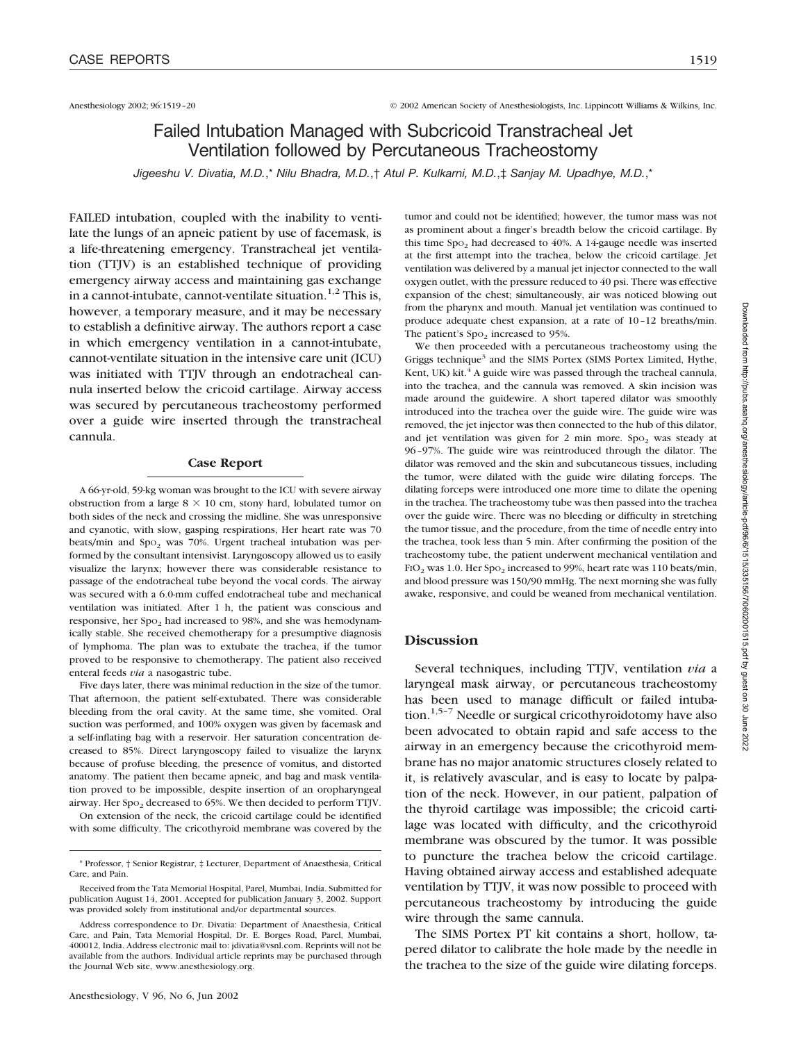Anesthesiology 2002; 96:1519–20 © 2002 American Society of Anesthesiologists, Inc. Lippincott Williams & Wilkins, Inc.

# Failed Intubation Managed with Subcricoid Transtracheal Jet Ventilation followed by Percutaneous Tracheostomy

*Jigeeshu V. Divatia, M.D.,\* Nilu Bhadra, M.D.,† Atul P. Kulkarni, M.D.,‡ Sanjay M. Upadhye, M.D.,\**

FAILED intubation, coupled with the inability to ventilate the lungs of an apneic patient by use of facemask, is a life-threatening emergency. Transtracheal jet ventilation (TTJV) is an established technique of providing emergency airway access and maintaining gas exchange in a cannot-intubate, cannot-ventilate situation.[1,2] This is, however, a temporary measure, and it may be necessary to establish a definitive airway. The authors report a case in which emergency ventilation in a cannot-intubate, cannot-ventilate situation in the intensive care unit (ICU) was initiated with TTJV through an endotracheal cannula inserted below the cricoid cartilage. Airway access was secured by percutaneous tracheostomy performed over a guide wire inserted through the transtracheal cannula.

## Case Report

A 66-yr-old, 59-kg woman was brought to the ICU with severe airway obstruction from a large 8 × 10 cm, stony hard, lobulated tumor on both sides of the neck and crossing the midline. She was unresponsive and cyanotic, with slow, gasping respirations, Her heart rate was 70 beats/min and $Sp_{O_2}$ was 70%. Urgent tracheal intubation was performed by the consultant intensivist. Laryngoscopy allowed us to easily visualize the larynx; however there was considerable resistance to passage of the endotracheal tube beyond the vocal cords. The airway was secured with a 6.0-mm cuffed endotracheal tube and mechanical ventilation was initiated. After 1 h, the patient was conscious and responsive, her $Sp_{O_2}$ had increased to 98%, and she was hemodynamically stable. She received chemotherapy for a presumptive diagnosis of lymphoma. The plan was to extubate the trachea, if the tumor proved to be responsive to chemotherapy. The patient also received enteral feeds *via* a nasogastric tube.

Five days later, there was minimal reduction in the size of the tumor. That afternoon, the patient self-extubated. There was considerable bleeding from the oral cavity. At the same time, she vomited. Oral suction was performed, and 100% oxygen was given by facemask and a self-inflating bag with a reservoir. Her saturation concentration decreased to 85%. Direct laryngoscopy failed to visualize the larynx because of profuse bleeding, the presence of vomitus, and distorted anatomy. The patient then became apneic, and bag and mask ventilation proved to be impossible, despite insertion of an oropharyngeal airway. Her $Sp_{O_2}$ decreased to 65%. We then decided to perform TTJV.

On extension of the neck, the cricoid cartilage could be identified with some difficulty. The cricothyroid membrane was covered by the tumor and could not be identified; however, the tumor mass was not as prominent about a finger's breadth below the cricoid cartilage. By this time $Sp_{O_2}$ had decreased to 40%. A 14-gauge needle was inserted at the first attempt into the trachea, below the cricoid cartilage. Jet ventilation was delivered by a manual jet injector connected to the wall oxygen outlet, with the pressure reduced to 40 psi. There was effective expansion of the chest; simultaneously, air was noticed blowing out from the pharynx and mouth. Manual jet ventilation was continued to produce adequate chest expansion, at a rate of 10–12 breaths/min. The patient's $Sp_{O_2}$ increased to 95%.

We then proceeded with a percutaneous tracheostomy using the Griggs technique[3] and the SIMS Portex (SIMS Portex Limited, Hythe, Kent, UK) kit.[4] A guide wire was passed through the tracheal cannula, into the trachea, and the cannula was removed. A skin incision was made around the guidewire. A short tapered dilator was smoothly introduced into the trachea over the guide wire. The guide wire was removed, the jet injector was then connected to the hub of this dilator, and jet ventilation was given for 2 min more. $Sp_{O_2}$ was steady at 96–97%. The guide wire was reintroduced through the dilator. The dilator was removed and the skin and subcutaneous tissues, including the tumor, were dilated with the guide wire dilating forceps. The dilating forceps were introduced one more time to dilate the opening in the trachea. The tracheostomy tube was then passed into the trachea over the guide wire. There was no bleeding or difficulty in stretching the tumor tissue, and the procedure, from the time of needle entry into the trachea, took less than 5 min. After confirming the position of the tracheostomy tube, the patient underwent mechanical ventilation and $FI_{O_2}$ was 1.0. Her $Sp_{O_2}$ increased to 99%, heart rate was 110 beats/min, and blood pressure was 150/90 mmHg. The next morning she was fully awake, responsive, and could be weaned from mechanical ventilation.

## Discussion

Several techniques, including TTJV, ventilation *via* a laryngeal mask airway, or percutaneous tracheostomy has been used to manage difficult or failed intubation.[1,5–7] Needle or surgical cricothyroidotomy have also been advocated to obtain rapid and safe access to the airway in an emergency because the cricothyroid membrane has no major anatomic structures closely related to it, is relatively avascular, and is easy to locate by palpation of the neck. However, in our patient, palpation of the thyroid cartilage was impossible; the cricoid cartilage was located with difficulty, and the cricothyroid membrane was obscured by the tumor. It was possible to puncture the trachea below the cricoid cartilage. Having obtained airway access and established adequate ventilation by TTJV, it was now possible to proceed with percutaneous tracheostomy by introducing the guide wire through the same cannula.

The SIMS Portex PT kit contains a short, hollow, tapered dilator to calibrate the hole made by the needle in the trachea to the size of the guide wire dilating forceps.

---

\* Professor, † Senior Registrar, ‡ Lecturer, Department of Anaesthesia, Critical Care, and Pain.

Received from the Tata Memorial Hospital, Parel, Mumbai, India. Submitted for publication August 14, 2001. Accepted for publication January 3, 2002. Support was provided solely from institutional and/or departmental sources.

Address correspondence to Dr. Divatia: Department of Anaesthesia, Critical Care, and Pain, Tata Memorial Hospital, Dr. E. Borges Road, Parel, Mumbai, 400012, India. Address electronic mail to: jdivatia@vsnl.com. Reprints will not be available from the authors. Individual article reprints may be purchased through the Journal Web site, www.anesthesiology.org.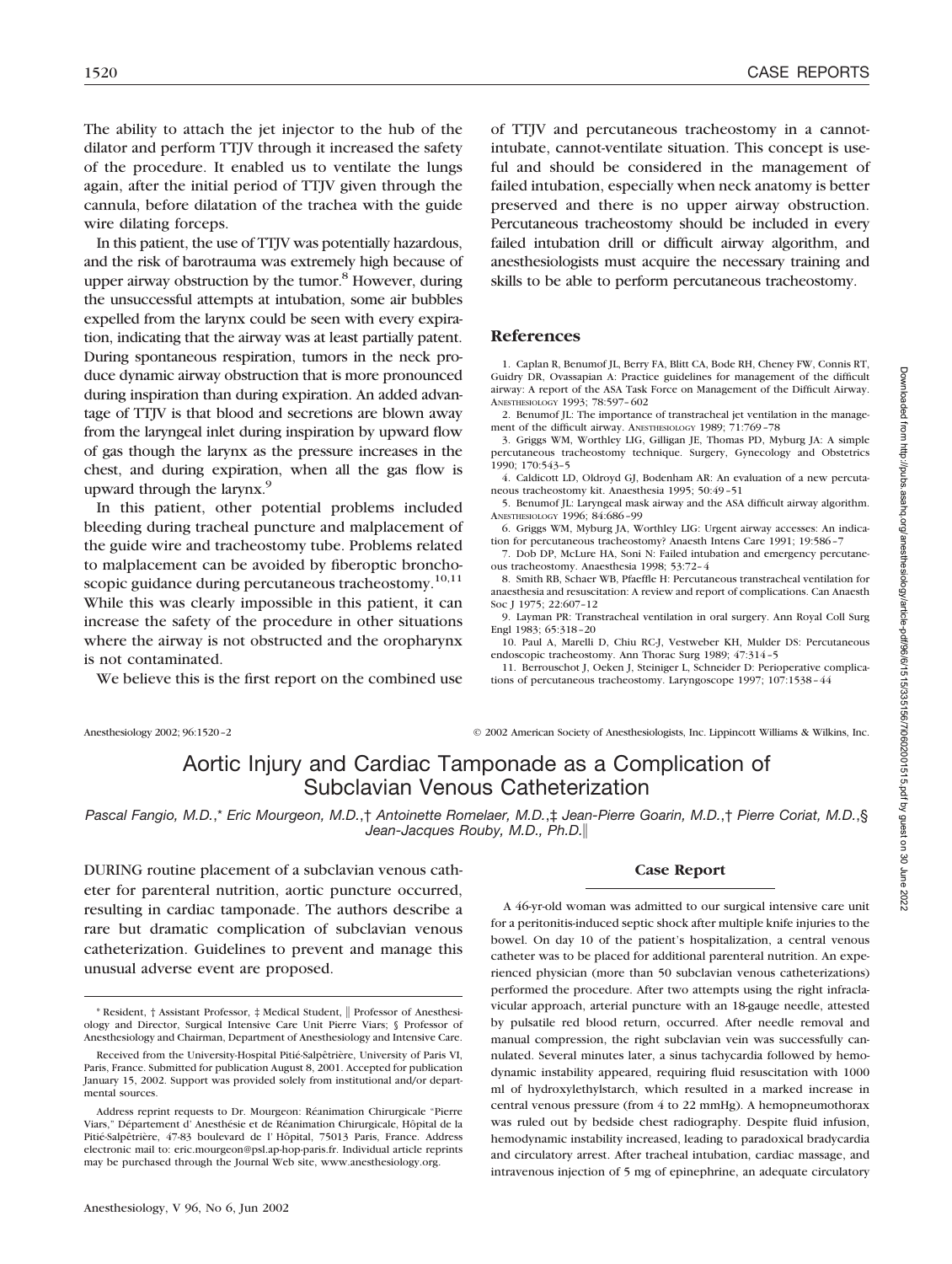The ability to attach the jet injector to the hub of the dilator and perform TTJV through it increased the safety of the procedure. It enabled us to ventilate the lungs again, after the initial period of TTJV given through the cannula, before dilatation of the trachea with the guide wire dilating forceps.

In this patient, the use of TTJV was potentially hazardous, and the risk of barotrauma was extremely high because of upper airway obstruction by the tumor.[8] However, during the unsuccessful attempts at intubation, some air bubbles expelled from the larynx could be seen with every expiration, indicating that the airway was at least partially patent. During spontaneous respiration, tumors in the neck produce dynamic airway obstruction that is more pronounced during inspiration than during expiration. An added advantage of TTJV is that blood and secretions are blown away from the laryngeal inlet during inspiration by upward flow of gas though the larynx as the pressure increases in the chest, and during expiration, when all the gas flow is upward through the larynx.[9]

In this patient, other potential problems included bleeding during tracheal puncture and malplacement of the guide wire and tracheostomy tube. Problems related to malplacement can be avoided by fiberoptic bronchoscopic guidance during percutaneous tracheostomy.[10,11] While this was clearly impossible in this patient, it can increase the safety of the procedure in other situations where the airway is not obstructed and the oropharynx is not contaminated.

We believe this is the first report on the combined use of TTJV and percutaneous tracheostomy in a cannot-intubate, cannot-ventilate situation. This concept is useful and should be considered in the management of failed intubation, especially when neck anatomy is better preserved and there is no upper airway obstruction. Percutaneous tracheostomy should be included in every failed intubation drill or difficult airway algorithm, and anesthesiologists must acquire the necessary training and skills to be able to perform percutaneous tracheostomy.

## References

1. Caplan R, Benumof JL, Berry FA, Blitt CA, Bode RH, Cheney FW, Connis RT, Guidry DR, Ovassapian A: Practice guidelines for management of the difficult airway: A report of the ASA Task Force on Management of the Difficult Airway. ANESTHESIOLOGY 1993; 78:597–602
2. Benumof JL: The importance of transtracheal jet ventilation in the management of the difficult airway. ANESTHESIOLOGY 1989; 71:769–78
3. Griggs WM, Worthley LIG, Gilligan JE, Thomas PD, Myburg JA: A simple percutaneous tracheostomy technique. Surgery, Gynecology and Obstetrics 1990; 170:543–5
4. Caldicott LD, Oldroyd GJ, Bodenham AR: An evaluation of a new percutaneous tracheostomy kit. Anaesthesia 1995; 50:49–51
5. Benumof JL: Laryngeal mask airway and the ASA difficult airway algorithm. ANESTHESIOLOGY 1996; 84:686–99
6. Griggs WM, Myburg JA, Worthley LIG: Urgent airway accesses: An indication for percutaneous tracheostomy? Anaesth Intens Care 1991; 19:586–7
7. Dob DP, McLure HA, Soni N: Failed intubation and emergency percutaneous tracheostomy. Anaesthesia 1998; 53:72–4
8. Smith RB, Schaer WB, Pfaeffle H: Percutaneous transtracheal ventilation for anaesthesia and resuscitation: A review and report of complications. Can Anaesth Soc J 1975; 22:607–12
9. Layman PR: Transtracheal ventilation in oral surgery. Ann Royal Coll Surg Engl 1983; 65:318–20
10. Paul A, Marelli D, Chiu RC-J, Vestweber KH, Mulder DS: Percutaneous endoscopic tracheostomy. Ann Thorac Surg 1989; 47:314–5
11. Berrouschot J, Oeken J, Steiniger L, Schneider D: Perioperative complications of percutaneous tracheostomy. Laryngoscope 1997; 107:1538–44

Anesthesiology 2002; 96:1520–2 © 2002 American Society of Anesthesiologists, Inc. Lippincott Williams & Wilkins, Inc.

# Aortic Injury and Cardiac Tamponade as a Complication of Subclavian Venous Catheterization

*Pascal Fangio, M.D.,\* Eric Mourgeon, M.D.,† Antoinette Romelaer, M.D.,‡ Jean-Pierre Goarin, M.D.,† Pierre Coriat, M.D.,§ Jean-Jacques Rouby, M.D., Ph.D.‖*

DURING routine placement of a subclavian venous catheter for parenteral nutrition, aortic puncture occurred, resulting in cardiac tamponade. The authors describe a rare but dramatic complication of subclavian venous catheterization. Guidelines to prevent and manage this unusual adverse event are proposed.

\* Resident, † Assistant Professor, ‡ Medical Student, ‖ Professor of Anesthesiology and Director, Surgical Intensive Care Unit Pierre Viars; § Professor of Anesthesiology and Chairman, Department of Anesthesiology and Intensive Care.

Received from the University-Hospital Pitié-Salpêtrière, University of Paris VI, Paris, France. Submitted for publication August 8, 2001. Accepted for publication January 15, 2002. Support was provided solely from institutional and/or departmental sources.

Address reprint requests to Dr. Mourgeon: Réanimation Chirurgicale "Pierre Viars," Département d' Anesthésie et de Réanimation Chirurgicale, Hôpital de la Pitié-Salpêtrière, 47-83 boulevard de l' Hôpital, 75013 Paris, France. Address electronic mail to: eric.mourgeon@psl.ap-hop-paris.fr. Individual article reprints may be purchased through the Journal Web site, www.anesthesiology.org.

## Case Report

A 46-yr-old woman was admitted to our surgical intensive care unit for a peritonitis-induced septic shock after multiple knife injuries to the bowel. On day 10 of the patient's hospitalization, a central venous catheter was to be placed for additional parenteral nutrition. An experienced physician (more than 50 subclavian venous catheterizations) performed the procedure. After two attempts using the right infraclavicular approach, arterial puncture with an 18-gauge needle, attested by pulsatile red blood return, occurred. After needle removal and manual compression, the right subclavian vein was successfully cannulated. Several minutes later, a sinus tachycardia followed by hemodynamic instability appeared, requiring fluid resuscitation with 1000 ml of hydroxylethylstarch, which resulted in a marked increase in central venous pressure (from 4 to 22 mmHg). A hemopneumothorax was ruled out by bedside chest radiography. Despite fluid infusion, hemodynamic instability increased, leading to paradoxical bradycardia and circulatory arrest. After tracheal intubation, cardiac massage, and intravenous injection of 5 mg of epinephrine, an adequate circulatory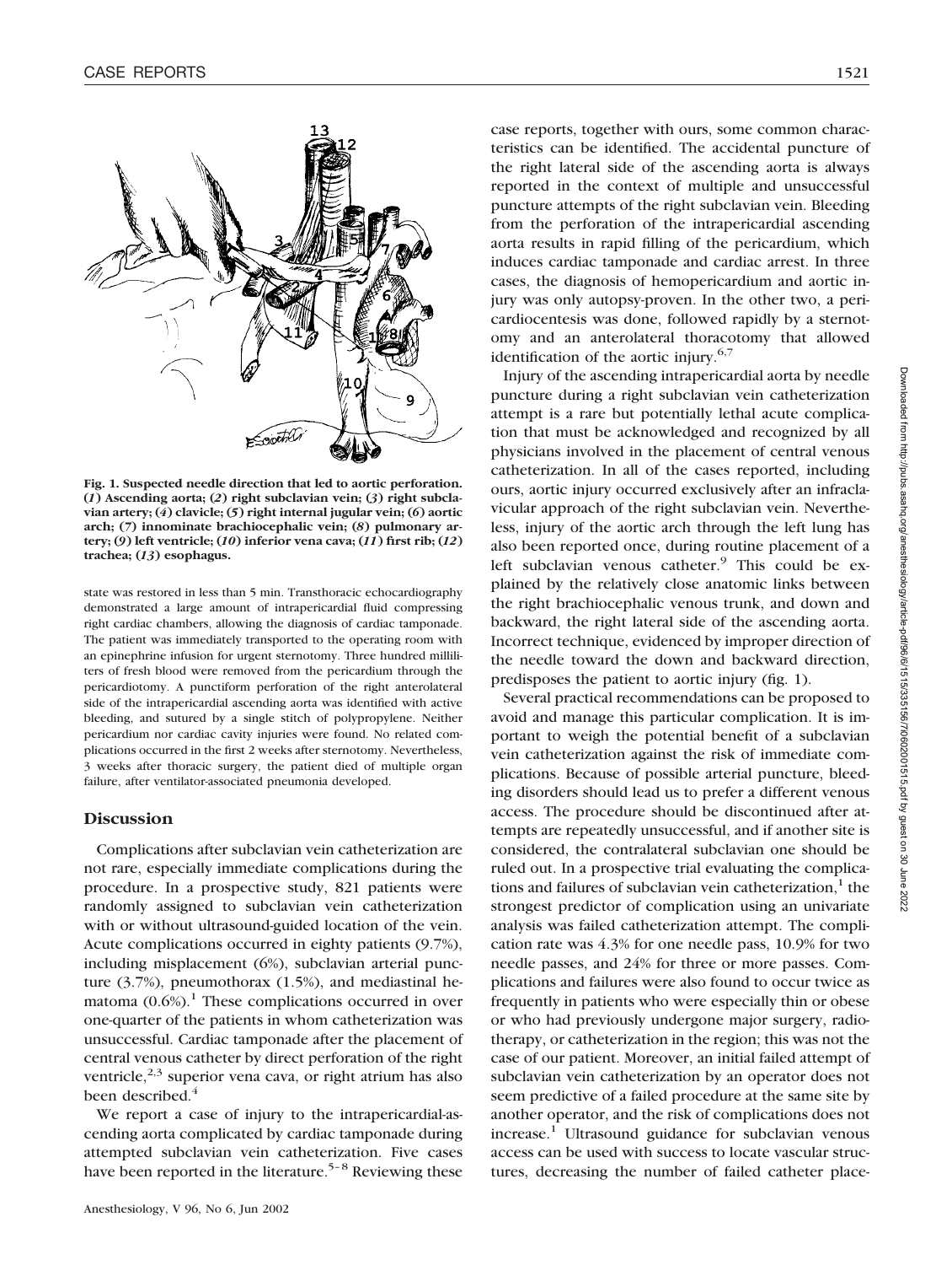**Fig. 1. Suspected needle direction that led to aortic perforation. (*1*) Ascending aorta; (*2*) right subclavian vein; (*3*) right subclavian artery; (*4*) clavicle; (*5*) right internal jugular vein; (*6*) aortic arch; (*7*) innominate brachiocephalic vein; (*8*) pulmonary artery; (*9*) left ventricle; (*10*) inferior vena cava; (*11*) first rib; (*12*) trachea; (*13*) esophagus.**

state was restored in less than 5 min. Transthoracic echocardiography demonstrated a large amount of intrapericardial fluid compressing right cardiac chambers, allowing the diagnosis of cardiac tamponade. The patient was immediately transported to the operating room with an epinephrine infusion for urgent sternotomy. Three hundred milliliters of fresh blood were removed from the pericardium through the pericardiotomy. A punctiform perforation of the right anterolateral side of the intrapericardial ascending aorta was identified with active bleeding, and sutured by a single stitch of polypropylene. Neither pericardium nor cardiac cavity injuries were found. No related complications occurred in the first 2 weeks after sternotomy. Nevertheless, 3 weeks after thoracic surgery, the patient died of multiple organ failure, after ventilator-associated pneumonia developed.

## Discussion

Complications after subclavian vein catheterization are not rare, especially immediate complications during the procedure. In a prospective study, 821 patients were randomly assigned to subclavian vein catheterization with or without ultrasound-guided location of the vein. Acute complications occurred in eighty patients (9.7%), including misplacement (6%), subclavian arterial puncture (3.7%), pneumothorax (1.5%), and mediastinal hematoma (0.6%).[1] These complications occurred in over one-quarter of the patients in whom catheterization was unsuccessful. Cardiac tamponade after the placement of central venous catheter by direct perforation of the right ventricle,[2,3] superior vena cava, or right atrium has also been described.[4]

We report a case of injury to the intrapericardial-ascending aorta complicated by cardiac tamponade during attempted subclavian vein catheterization. Five cases have been reported in the literature.[5–8] Reviewing these case reports, together with ours, some common characteristics can be identified. The accidental puncture of the right lateral side of the ascending aorta is always reported in the context of multiple and unsuccessful puncture attempts of the right subclavian vein. Bleeding from the perforation of the intrapericardial ascending aorta results in rapid filling of the pericardium, which induces cardiac tamponade and cardiac arrest. In three cases, the diagnosis of hemopericardium and aortic injury was only autopsy-proven. In the other two, a pericardiocentesis was done, followed rapidly by a sternotomy and an anterolateral thoracotomy that allowed identification of the aortic injury.[6,7]

Injury of the ascending intrapericardial aorta by needle puncture during a right subclavian vein catheterization attempt is a rare but potentially lethal acute complication that must be acknowledged and recognized by all physicians involved in the placement of central venous catheterization. In all of the cases reported, including ours, aortic injury occurred exclusively after an infraclavicular approach of the right subclavian vein. Nevertheless, injury of the aortic arch through the left lung has also been reported once, during routine placement of a left subclavian venous catheter.[9] This could be explained by the relatively close anatomic links between the right brachiocephalic venous trunk, and down and backward, the right lateral side of the ascending aorta. Incorrect technique, evidenced by improper direction of the needle toward the down and backward direction, predisposes the patient to aortic injury (fig. 1).

Several practical recommendations can be proposed to avoid and manage this particular complication. It is important to weigh the potential benefit of a subclavian vein catheterization against the risk of immediate complications. Because of possible arterial puncture, bleeding disorders should lead us to prefer a different venous access. The procedure should be discontinued after attempts are repeatedly unsuccessful, and if another site is considered, the contralateral subclavian one should be ruled out. In a prospective trial evaluating the complications and failures of subclavian vein catheterization,[1] the strongest predictor of complication using an univariate analysis was failed catheterization attempt. The complication rate was 4.3% for one needle pass, 10.9% for two needle passes, and 24% for three or more passes. Complications and failures were also found to occur twice as frequently in patients who were especially thin or obese or who had previously undergone major surgery, radiotherapy, or catheterization in the region; this was not the case of our patient. Moreover, an initial failed attempt of subclavian vein catheterization by an operator does not seem predictive of a failed procedure at the same site by another operator, and the risk of complications does not increase.[1] Ultrasound guidance for subclavian venous access can be used with success to locate vascular structures, decreasing the number of failed catheter place-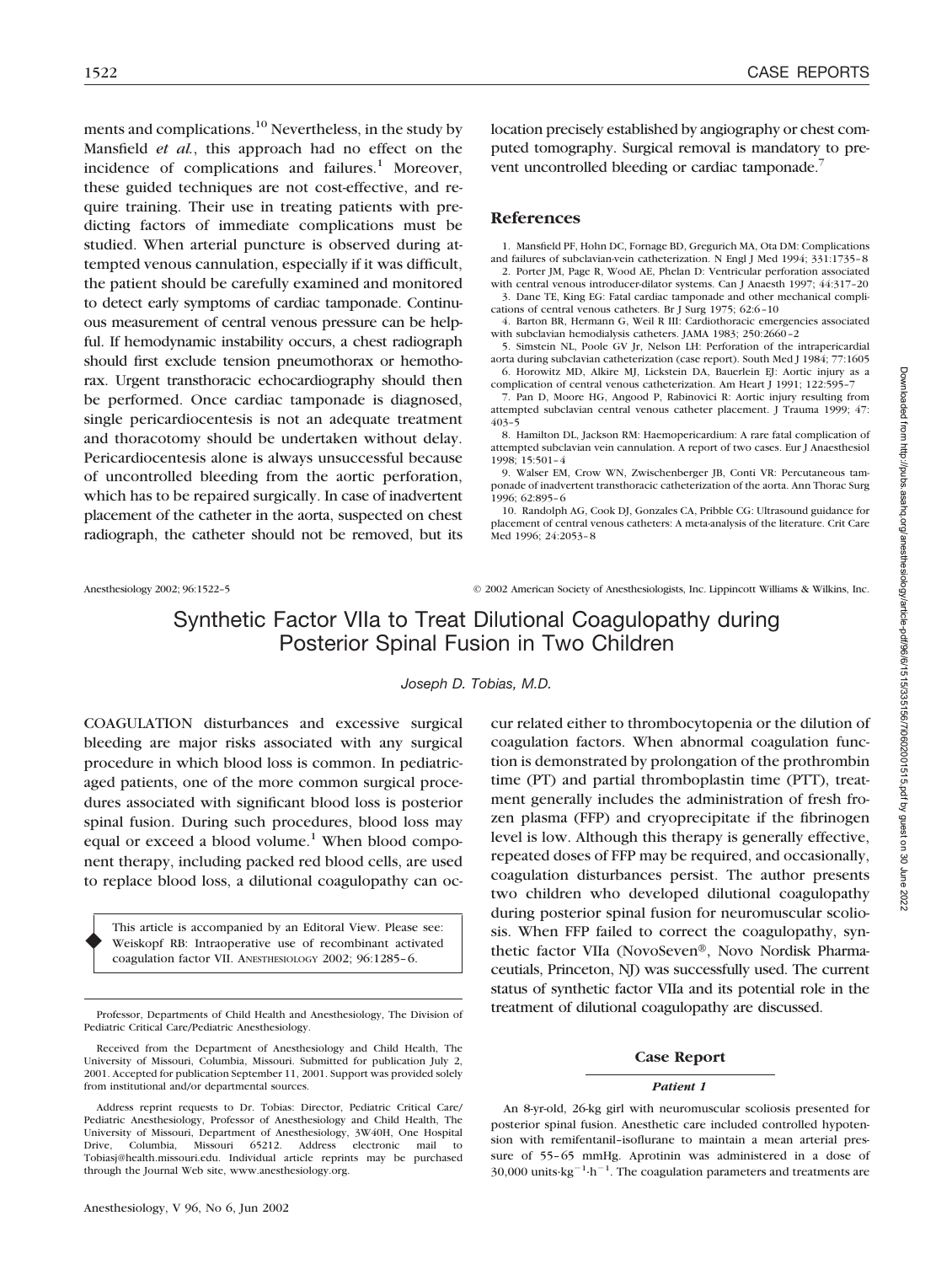ments and complications.[10] Nevertheless, in the study by Mansfield *et al.*, this approach had no effect on the incidence of complications and failures.[1] Moreover, these guided techniques are not cost-effective, and require training. Their use in treating patients with predicting factors of immediate complications must be studied. When arterial puncture is observed during attempted venous cannulation, especially if it was difficult, the patient should be carefully examined and monitored to detect early symptoms of cardiac tamponade. Continuous measurement of central venous pressure can be helpful. If hemodynamic instability occurs, a chest radiograph should first exclude tension pneumothorax or hemothorax. Urgent transthoracic echocardiography should then be performed. Once cardiac tamponade is diagnosed, single pericardiocentesis is not an adequate treatment and thoracotomy should be undertaken without delay. Pericardiocentesis alone is always unsuccessful because of uncontrolled bleeding from the aortic perforation, which has to be repaired surgically. In case of inadvertent placement of the catheter in the aorta, suspected on chest radiograph, the catheter should not be removed, but its location precisely established by angiography or chest computed tomography. Surgical removal is mandatory to prevent uncontrolled bleeding or cardiac tamponade.[7]

## References

1. Mansfield PF, Hohn DC, Fornage BD, Gregurich MA, Ota DM: Complications and failures of subclavian-vein catheterization. N Engl J Med 1994; 331:1735–8
2. Porter JM, Page R, Wood AE, Phelan D: Ventricular perforation associated with central venous introducer-dilator systems. Can J Anaesth 1997; 44:317–20
3. Dane TE, King EG: Fatal cardiac tamponade and other mechanical complications of central venous catheters. Br J Surg 1975; 62:6–10
4. Barton BR, Hermann G, Weil R III: Cardiothoracic emergencies associated with subclavian hemodialysis catheters. JAMA 1983; 250:2660–2
5. Simstein NL, Poole GV Jr, Nelson LH: Perforation of the intrapericardial aorta during subclavian catheterization (case report). South Med J 1984; 77:1605
6. Horowitz MD, Alkire MJ, Lickstein DA, Bauerlein EJ: Aortic injury as a complication of central venous catheterization. Am Heart J 1991; 122:595–7
7. Pan D, Moore HG, Angood P, Rabinovici R: Aortic injury resulting from attempted subclavian central venous catheter placement. J Trauma 1999; 47: 403–5
8. Hamilton DL, Jackson RM: Haemopericardium: A rare fatal complication of attempted subclavian vein cannulation. A report of two cases. Eur J Anaesthesiol 1998; 15:501–4
9. Walser EM, Crow WN, Zwischenberger JB, Conti VR: Percutaneous tamponade of inadvertent transthoracic catheterization of the aorta. Ann Thorac Surg 1996; 62:895–6
10. Randolph AG, Cook DJ, Gonzales CA, Pribble CG: Ultrasound guidance for placement of central venous catheters: A meta-analysis of the literature. Crit Care Med 1996; 24:2053–8

Anesthesiology 2002; 96:1522–5 © 2002 American Society of Anesthesiologists, Inc. Lippincott Williams & Wilkins, Inc.

# Synthetic Factor VIIa to Treat Dilutional Coagulopathy during Posterior Spinal Fusion in Two Children

*Joseph D. Tobias, M.D.*

COAGULATION disturbances and excessive surgical bleeding are major risks associated with any surgical procedure in which blood loss is common. In pediatric-aged patients, one of the more common surgical procedures associated with significant blood loss is posterior spinal fusion. During such procedures, blood loss may equal or exceed a blood volume.[1] When blood component therapy, including packed red blood cells, are used to replace blood loss, a dilutional coagulopathy can occur related either to thrombocytopenia or the dilution of coagulation factors. When abnormal coagulation function is demonstrated by prolongation of the prothrombin time (PT) and partial thromboplastin time (PTT), treatment generally includes the administration of fresh frozen plasma (FFP) and cryoprecipitate if the fibrinogen level is low. Although this therapy is generally effective, repeated doses of FFP may be required, and occasionally, coagulation disturbances persist. The author presents two children who developed dilutional coagulopathy during posterior spinal fusion for neuromuscular scoliosis. When FFP failed to correct the coagulopathy, synthetic factor VIIa (NovoSeven®, Novo Nordisk Pharmaceutials, Princeton, NJ) was successfully used. The current status of synthetic factor VIIa and its potential role in the treatment of dilutional coagulopathy are discussed.

> This article is accompanied by an Editoral View. Please see: Weiskopf RB: Intraoperative use of recombinant activated coagulation factor VII. ANESTHESIOLOGY 2002; 96:1285–6.

Professor, Departments of Child Health and Anesthesiology, The Division of Pediatric Critical Care/Pediatric Anesthesiology.

Received from the Department of Anesthesiology and Child Health, The University of Missouri, Columbia, Missouri. Submitted for publication July 2, 2001. Accepted for publication September 11, 2001. Support was provided solely from institutional and/or departmental sources.

Address reprint requests to Dr. Tobias: Director, Pediatric Critical Care/Pediatric Anesthesiology, Professor of Anesthesiology and Child Health, The University of Missouri, Department of Anesthesiology, 3W40H, One Hospital Drive, Columbia, Missouri 65212. Address electronic mail to Tobiasj@health.missouri.edu. Individual article reprints may be purchased through the Journal Web site, www.anesthesiology.org.

## Case Report

### *Patient 1*

An 8-yr-old, 26-kg girl with neuromuscular scoliosis presented for posterior spinal fusion. Anesthetic care included controlled hypotension with remifentanil–isoflurane to maintain a mean arterial pressure of 55–65 mmHg. Aprotinin was administered in a dose of 30,000 units$\cdot$kg$^{-1}\cdot$h$^{-1}$. The coagulation parameters and treatments are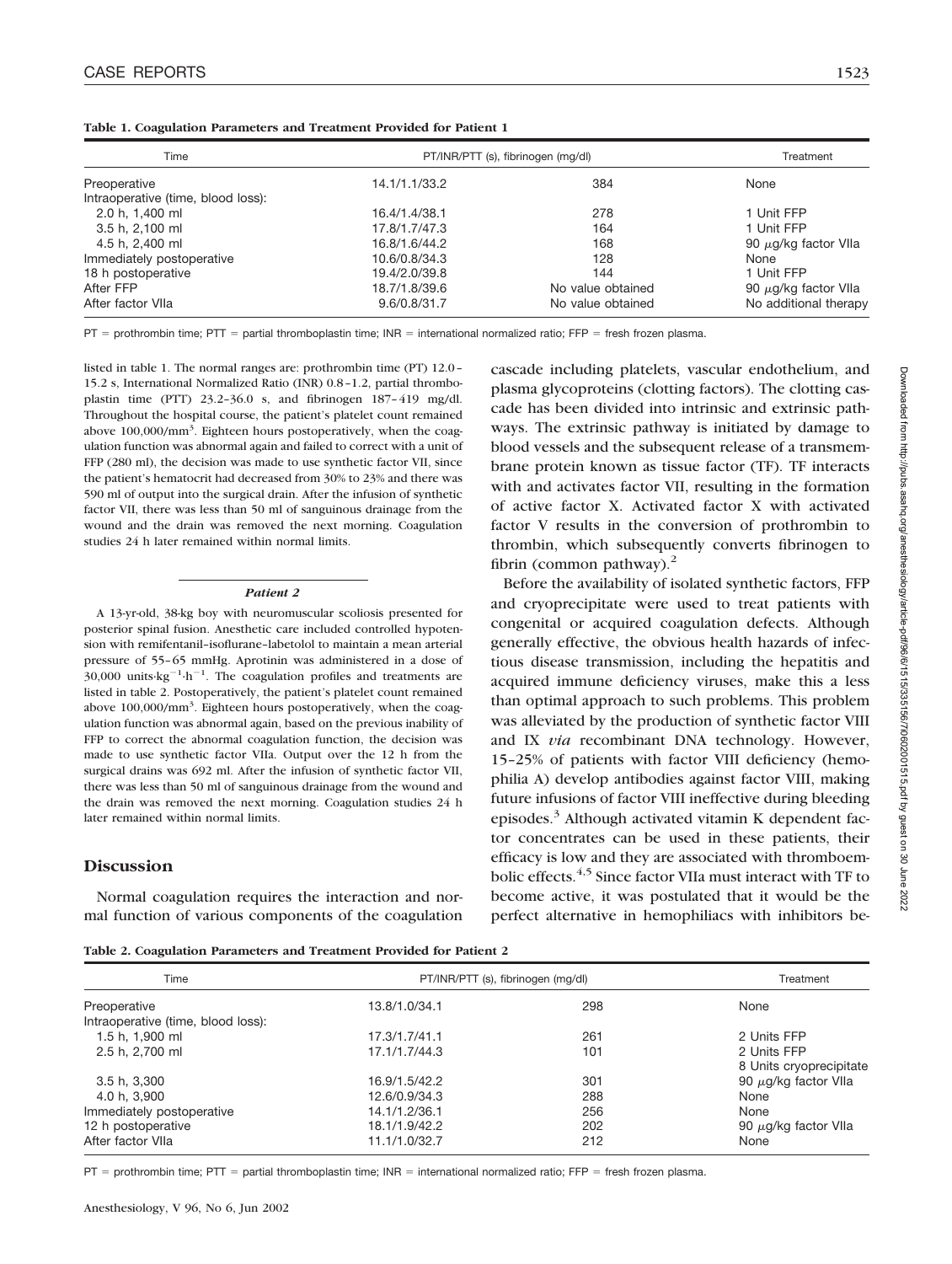**Table 1. Coagulation Parameters and Treatment Provided for Patient 1**

| Time | PT/INR/PTT (s), fibrinogen (mg/dl) | | Treatment |
|---|---|---|---|
| Preoperative | 14.1/1.1/33.2 | 384 | None |
| Intraoperative (time, blood loss): | | | |
| 2.0 h, 1,400 ml | 16.4/1.4/38.1 | 278 | 1 Unit FFP |
| 3.5 h, 2,100 ml | 17.8/1.7/47.3 | 164 | 1 Unit FFP |
| 4.5 h, 2,400 ml | 16.8/1.6/44.2 | 168 | 90 μg/kg factor VIIa |
| Immediately postoperative | 10.6/0.8/34.3 | 128 | None |
| 18 h postoperative | 19.4/2.0/39.8 | 144 | 1 Unit FFP |
| After FFP | 18.7/1.8/39.6 | No value obtained | 90 μg/kg factor VIIa |
| After factor VIIa | 9.6/0.8/31.7 | No value obtained | No additional therapy |

PT = prothrombin time; PTT = partial thromboplastin time; INR = international normalized ratio; FFP = fresh frozen plasma.

listed in table 1. The normal ranges are: prothrombin time (PT) 12.0–15.2 s, International Normalized Ratio (INR) 0.8–1.2, partial thromboplastin time (PTT) 23.2–36.0 s, and fibrinogen 187–419 mg/dl. Throughout the hospital course, the patient's platelet count remained above 100,000/mm$^3$. Eighteen hours postoperatively, when the coagulation function was abnormal again and failed to correct with a unit of FFP (280 ml), the decision was made to use synthetic factor VII, since the patient's hematocrit had decreased from 30% to 23% and there was 590 ml of output into the surgical drain. After the infusion of synthetic factor VII, there was less than 50 ml of sanguinous drainage from the wound and the drain was removed the next morning. Coagulation studies 24 h later remained within normal limits.

### *Patient 2*

A 13-yr-old, 38-kg boy with neuromuscular scoliosis presented for posterior spinal fusion. Anesthetic care included controlled hypotension with remifentanil–isoflurane–labetolol to maintain a mean arterial pressure of 55–65 mmHg. Aprotinin was administered in a dose of 30,000 units·kg$^{-1}$·h$^{-1}$. The coagulation profiles and treatments are listed in table 2. Postoperatively, the patient's platelet count remained above 100,000/mm$^3$. Eighteen hours postoperatively, when the coagulation function was abnormal again, based on the previous inability of FFP to correct the abnormal coagulation function, the decision was made to use synthetic factor VIIa. Output over the 12 h from the surgical drains was 692 ml. After the infusion of synthetic factor VII, there was less than 50 ml of sanguinous drainage from the wound and the drain was removed the next morning. Coagulation studies 24 h later remained within normal limits.

## Discussion

Normal coagulation requires the interaction and normal function of various components of the coagulation cascade including platelets, vascular endothelium, and plasma glycoproteins (clotting factors). The clotting cascade has been divided into intrinsic and extrinsic pathways. The extrinsic pathway is initiated by damage to blood vessels and the subsequent release of a transmembrane protein known as tissue factor (TF). TF interacts with and activates factor VII, resulting in the formation of active factor X. Activated factor X with activated factor V results in the conversion of prothrombin to thrombin, which subsequently converts fibrinogen to fibrin (common pathway).[2]

Before the availability of isolated synthetic factors, FFP and cryoprecipitate were used to treat patients with congenital or acquired coagulation defects. Although generally effective, the obvious health hazards of infectious disease transmission, including the hepatitis and acquired immune deficiency viruses, make this a less than optimal approach to such problems. This problem was alleviated by the production of synthetic factor VIII and IX *via* recombinant DNA technology. However, 15–25% of patients with factor VIII deficiency (hemophilia A) develop antibodies against factor VIII, making future infusions of factor VIII ineffective during bleeding episodes.[3] Although activated vitamin K dependent factor concentrates can be used in these patients, their efficacy is low and they are associated with thromboembolic effects.[4,5] Since factor VIIa must interact with TF to become active, it was postulated that it would be the perfect alternative in hemophiliacs with inhibitors be-

**Table 2. Coagulation Parameters and Treatment Provided for Patient 2**

| Time | PT/INR/PTT (s), fibrinogen (mg/dl) | | Treatment |
|---|---|---|---|
| Preoperative | 13.8/1.0/34.1 | 298 | None |
| Intraoperative (time, blood loss): | | | |
| 1.5 h, 1,900 ml | 17.3/1.7/41.1 | 261 | 2 Units FFP |
| 2.5 h, 2,700 ml | 17.1/1.7/44.3 | 101 | 2 Units FFP<br>8 Units cryoprecipitate |
| 3.5 h, 3,300 | 16.9/1.5/42.2 | 301 | 90 μg/kg factor VIIa |
| 4.0 h, 3,900 | 12.6/0.9/34.3 | 288 | None |
| Immediately postoperative | 14.1/1.2/36.1 | 256 | None |
| 12 h postoperative | 18.1/1.9/42.2 | 202 | 90 μg/kg factor VIIa |
| After factor VIIa | 11.1/1.0/32.7 | 212 | None |

PT = prothrombin time; PTT = partial thromboplastin time; INR = international normalized ratio; FFP = fresh frozen plasma.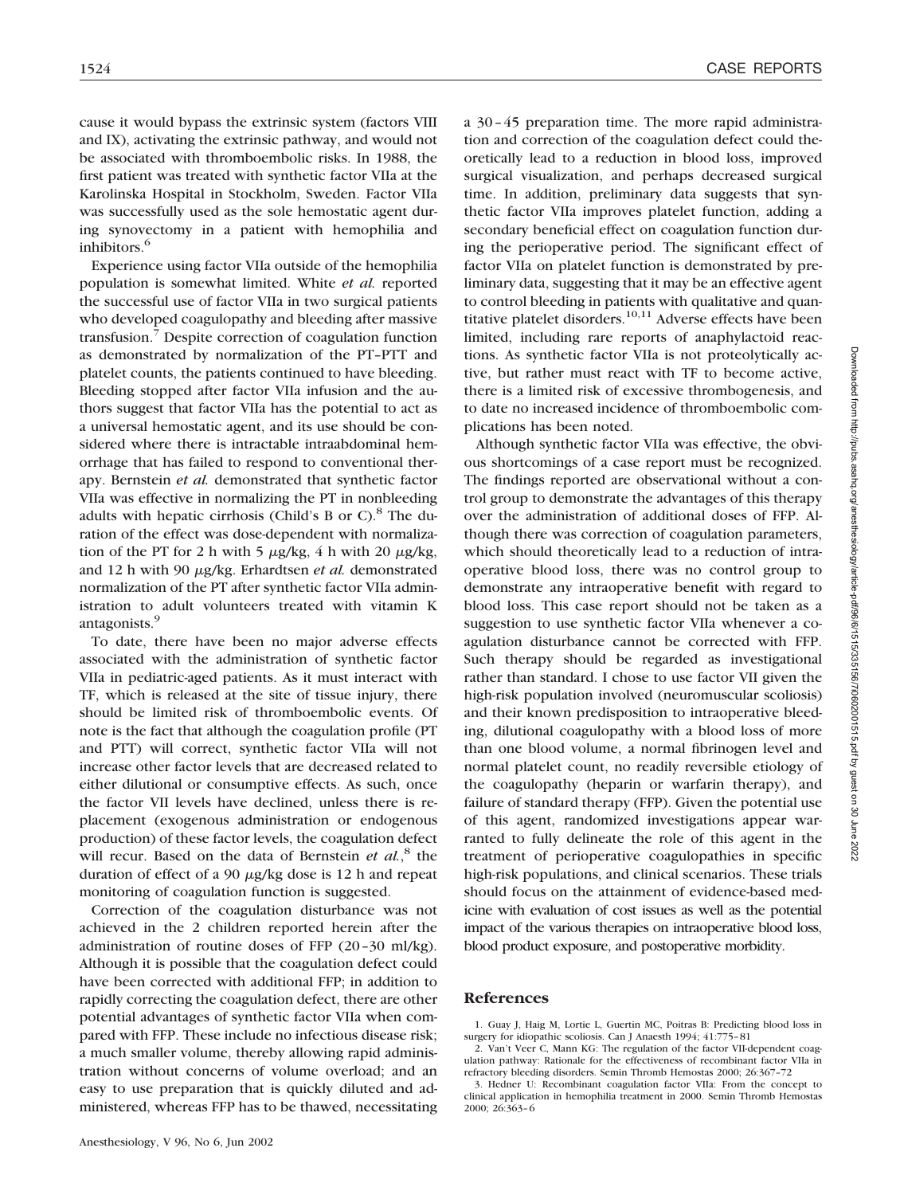cause it would bypass the extrinsic system (factors VIII and IX), activating the extrinsic pathway, and would not be associated with thromboembolic risks. In 1988, the first patient was treated with synthetic factor VIIa at the Karolinska Hospital in Stockholm, Sweden. Factor VIIa was successfully used as the sole hemostatic agent during synovectomy in a patient with hemophilia and inhibitors.[6]

Experience using factor VIIa outside of the hemophilia population is somewhat limited. White *et al.* reported the successful use of factor VIIa in two surgical patients who developed coagulopathy and bleeding after massive transfusion.[7] Despite correction of coagulation function as demonstrated by normalization of the PT–PTT and platelet counts, the patients continued to have bleeding. Bleeding stopped after factor VIIa infusion and the authors suggest that factor VIIa has the potential to act as a universal hemostatic agent, and its use should be considered where there is intractable intraabdominal hemorrhage that has failed to respond to conventional therapy. Bernstein *et al.* demonstrated that synthetic factor VIIa was effective in normalizing the PT in nonbleeding adults with hepatic cirrhosis (Child's B or C).[8] The duration of the effect was dose-dependent with normalization of the PT for 2 h with 5 $\mu$g/kg, 4 h with 20 $\mu$g/kg, and 12 h with 90 $\mu$g/kg. Erhardtsen *et al.* demonstrated normalization of the PT after synthetic factor VIIa administration to adult volunteers treated with vitamin K antagonists.[9]

To date, there have been no major adverse effects associated with the administration of synthetic factor VIIa in pediatric-aged patients. As it must interact with TF, which is released at the site of tissue injury, there should be limited risk of thromboembolic events. Of note is the fact that although the coagulation profile (PT and PTT) will correct, synthetic factor VIIa will not increase other factor levels that are decreased related to either dilutional or consumptive effects. As such, once the factor VII levels have declined, unless there is replacement (exogenous administration or endogenous production) of these factor levels, the coagulation defect will recur. Based on the data of Bernstein *et al.*,[8] the duration of effect of a 90 $\mu$g/kg dose is 12 h and repeat monitoring of coagulation function is suggested.

Correction of the coagulation disturbance was not achieved in the 2 children reported herein after the administration of routine doses of FFP (20–30 ml/kg). Although it is possible that the coagulation defect could have been corrected with additional FFP; in addition to rapidly correcting the coagulation defect, there are other potential advantages of synthetic factor VIIa when compared with FFP. These include no infectious disease risk; a much smaller volume, thereby allowing rapid administration without concerns of volume overload; and an easy to use preparation that is quickly diluted and administered, whereas FFP has to be thawed, necessitating a 30–45 preparation time. The more rapid administration and correction of the coagulation defect could theoretically lead to a reduction in blood loss, improved surgical visualization, and perhaps decreased surgical time. In addition, preliminary data suggests that synthetic factor VIIa improves platelet function, adding a secondary beneficial effect on coagulation function during the perioperative period. The significant effect of factor VIIa on platelet function is demonstrated by preliminary data, suggesting that it may be an effective agent to control bleeding in patients with qualitative and quantitative platelet disorders.[10,11] Adverse effects have been limited, including rare reports of anaphylactoid reactions. As synthetic factor VIIa is not proteolytically active, but rather must react with TF to become active, there is a limited risk of excessive thrombogenesis, and to date no increased incidence of thromboembolic complications has been noted.

Although synthetic factor VIIa was effective, the obvious shortcomings of a case report must be recognized. The findings reported are observational without a control group to demonstrate the advantages of this therapy over the administration of additional doses of FFP. Although there was correction of coagulation parameters, which should theoretically lead to a reduction of intraoperative blood loss, there was no control group to demonstrate any intraoperative benefit with regard to blood loss. This case report should not be taken as a suggestion to use synthetic factor VIIa whenever a coagulation disturbance cannot be corrected with FFP. Such therapy should be regarded as investigational rather than standard. I chose to use factor VII given the high-risk population involved (neuromuscular scoliosis) and their known predisposition to intraoperative bleeding, dilutional coagulopathy with a blood loss of more than one blood volume, a normal fibrinogen level and normal platelet count, no readily reversible etiology of the coagulopathy (heparin or warfarin therapy), and failure of standard therapy (FFP). Given the potential use of this agent, randomized investigations appear warranted to fully delineate the role of this agent in the treatment of perioperative coagulopathies in specific high-risk populations, and clinical scenarios. These trials should focus on the attainment of evidence-based medicine with evaluation of cost issues as well as the potential impact of the various therapies on intraoperative blood loss, blood product exposure, and postoperative morbidity.

## References

1. Guay J, Haig M, Lortie L, Guertin MC, Poitras B: Predicting blood loss in surgery for idiopathic scoliosis. Can J Anaesth 1994; 41:775–81
2. Van't Veer C, Mann KG: The regulation of the factor VII-dependent coagulation pathway: Rationale for the effectiveness of recombinant factor VIIa in refractory bleeding disorders. Semin Thromb Hemostas 2000; 26:367–72
3. Hedner U: Recombinant coagulation factor VIIa: From the concept to clinical application in hemophilia treatment in 2000. Semin Thromb Hemostas 2000; 26:363–6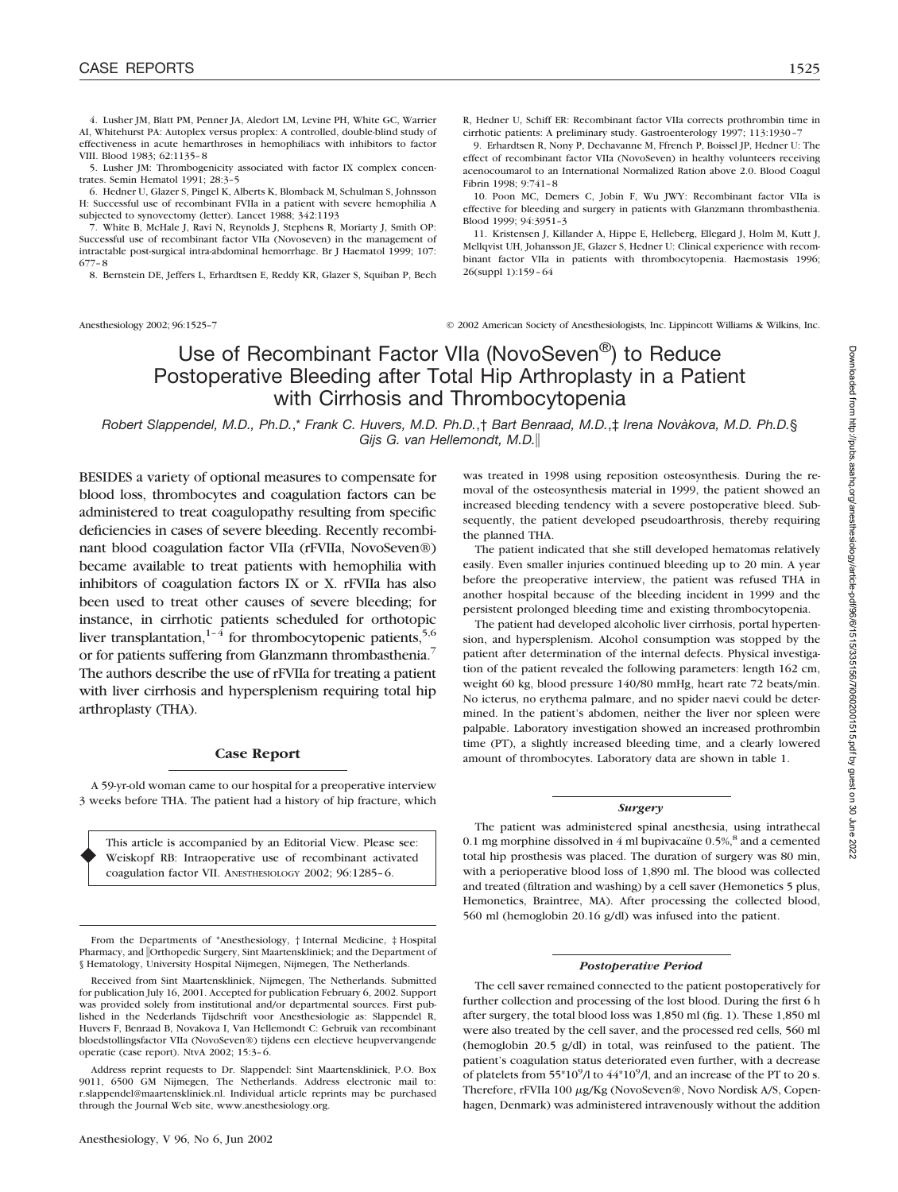4. Lusher JM, Blatt PM, Penner JA, Aledort LM, Levine PH, White GC, Warrier AI, Whitehurst PA: Autoplex versus proplex: A controlled, double-blind study of effectiveness in acute hemarthroses in hemophiliacs with inhibitors to factor VIII. Blood 1983; 62:1135–8

5. Lusher JM: Thrombogenicity associated with factor IX complex concentrates. Semin Hematol 1991; 28:3–5

6. Hedner U, Glazer S, Pingel K, Alberts K, Blomback M, Schulman S, Johnsson H: Successful use of recombinant FVIIa in a patient with severe hemophilia A subjected to synovectomy (letter). Lancet 1988; 342:1193

7. White B, McHale J, Ravi N, Reynolds J, Stephens R, Moriarty J, Smith OP: Successful use of recombinant factor VIIa (Novoseven) in the management of intractable post-surgical intra-abdominal hemorrhage. Br J Haematol 1999; 107: 677–8

8. Bernstein DE, Jeffers L, Erhardtsen E, Reddy KR, Glazer S, Squiban P, Bech R, Hedner U, Schiff ER: Recombinant factor VIIa corrects prothrombin time in cirrhotic patients: A preliminary study. Gastroenterology 1997; 113:1930–7

9. Erhardtsen R, Nony P, Dechavanne M, Ffrench P, Boissel JP, Hedner U: The effect of recombinant factor VIIa (NovoSeven) in healthy volunteers receiving acenocoumarol to an International Normalized Ration above 2.0. Blood Coagul Fibrin 1998; 9:741–8

10. Poon MC, Demers C, Jobin F, Wu JWY: Recombinant factor VIIa is effective for bleeding and surgery in patients with Glanzmann thrombasthenia. Blood 1999; 94:3951–3

11. Kristensen J, Killander A, Hippe E, Helleberg, Ellegard J, Holm M, Kutt J, Mellqvist UH, Johansson JE, Glazer S, Hedner U: Clinical experience with recombinant factor VIIa in patients with thrombocytopenia. Haemostasis 1996; 26(suppl 1):159–64

Anesthesiology 2002; 96:1525–7 © 2002 American Society of Anesthesiologists, Inc. Lippincott Williams & Wilkins, Inc.

# Use of Recombinant Factor VIIa (NovoSeven®) to Reduce Postoperative Bleeding after Total Hip Arthroplasty in a Patient with Cirrhosis and Thrombocytopenia

*Robert Slappendel, M.D., Ph.D.,\* Frank C. Huvers, M.D. Ph.D.,† Bart Benraad, M.D.,‡ Irena Novàkova, M.D. Ph.D.§ Gijs G. van Hellemondt, M.D.‖*

BESIDES a variety of optional measures to compensate for blood loss, thrombocytes and coagulation factors can be administered to treat coagulopathy resulting from specific deficiencies in cases of severe bleeding. Recently recombinant blood coagulation factor VIIa (rFVIIa, NovoSeven®) became available to treat patients with hemophilia with inhibitors of coagulation factors IX or X. rFVIIa has also been used to treat other causes of severe bleeding; for instance, in cirrhotic patients scheduled for orthotopic liver transplantation,[1–4] for thrombocytopenic patients,[5,6] or for patients suffering from Glanzmann thrombasthenia.[7] The authors describe the use of rFVIIa for treating a patient with liver cirrhosis and hypersplenism requiring total hip arthroplasty (THA).

## Case Report

A 59-yr-old woman came to our hospital for a preoperative interview 3 weeks before THA. The patient had a history of hip fracture, which was treated in 1998 using reposition osteosynthesis. During the removal of the osteosynthesis material in 1999, the patient showed an increased bleeding tendency with a severe postoperative bleed. Subsequently, the patient developed pseudoarthrosis, thereby requiring the planned THA.

The patient indicated that she still developed hematomas relatively easily. Even smaller injuries continued bleeding up to 20 min. A year before the preoperative interview, the patient was refused THA in another hospital because of the bleeding incident in 1999 and the persistent prolonged bleeding time and existing thrombocytopenia.

The patient had developed alcoholic liver cirrhosis, portal hypertension, and hypersplenism. Alcohol consumption was stopped by the patient after determination of the internal defects. Physical investigation of the patient revealed the following parameters: length 162 cm, weight 60 kg, blood pressure 140/80 mmHg, heart rate 72 beats/min. No icterus, no erythema palmare, and no spider naevi could be determined. In the patient's abdomen, neither the liver nor spleen were palpable. Laboratory investigation showed an increased prothrombin time (PT), a slightly increased bleeding time, and a clearly lowered amount of thrombocytes. Laboratory data are shown in table 1.

> This article is accompanied by an Editorial View. Please see: Weiskopf RB: Intraoperative use of recombinant activated coagulation factor VII. ANESTHESIOLOGY 2002; 96:1285–6.

From the Departments of \*Anesthesiology, † Internal Medicine, ‡ Hospital Pharmacy, and ‖Orthopedic Surgery, Sint Maartenskliniek; and the Department of § Hematology, University Hospital Nijmegen, Nijmegen, The Netherlands.

Received from Sint Maartenskliniek, Nijmegen, The Netherlands. Submitted for publication July 16, 2001. Accepted for publication February 6, 2002. Support was provided solely from institutional and/or departmental sources. First published in the Nederlands Tijdschrift voor Anesthesiologie as: Slappendel R, Huvers F, Benraad B, Novakova I, Van Hellemondt C: Gebruik van recombinant bloedstollingsfactor VIIa (NovoSeven®) tijdens een electieve heupvervangende operatie (case report). NtvA 2002; 15:3–6.

Address reprint requests to Dr. Slappendel: Sint Maartenskliniek, P.O. Box 9011, 6500 GM Nijmegen, The Netherlands. Address electronic mail to: r.slappendel@maartenskliniek.nl. Individual article reprints may be purchased through the Journal Web site, www.anesthesiology.org.

### *Surgery*

The patient was administered spinal anesthesia, using intrathecal 0.1 mg morphine dissolved in 4 ml bupivacaïne 0.5%,[8] and a cemented total hip prosthesis was placed. The duration of surgery was 80 min, with a perioperative blood loss of 1,890 ml. The blood was collected and treated (filtration and washing) by a cell saver (Hemonetics 5 plus, Hemonetics, Braintree, MA). After processing the collected blood, 560 ml (hemoglobin 20.16 g/dl) was infused into the patient.

### *Postoperative Period*

The cell saver remained connected to the patient postoperatively for further collection and processing of the lost blood. During the first 6 h after surgery, the total blood loss was 1,850 ml (fig. 1). These 1,850 ml were also treated by the cell saver, and the processed red cells, 560 ml (hemoglobin 20.5 g/dl) in total, was reinfused to the patient. The patient's coagulation status deteriorated even further, with a decrease of platelets from $55*10^9$/l to $44*10^9$/l, and an increase of the PT to 20 s. Therefore, rFVIIa 100 $\mu$g/Kg (NovoSeven®, Novo Nordisk A/S, Copenhagen, Denmark) was administered intravenously without the addition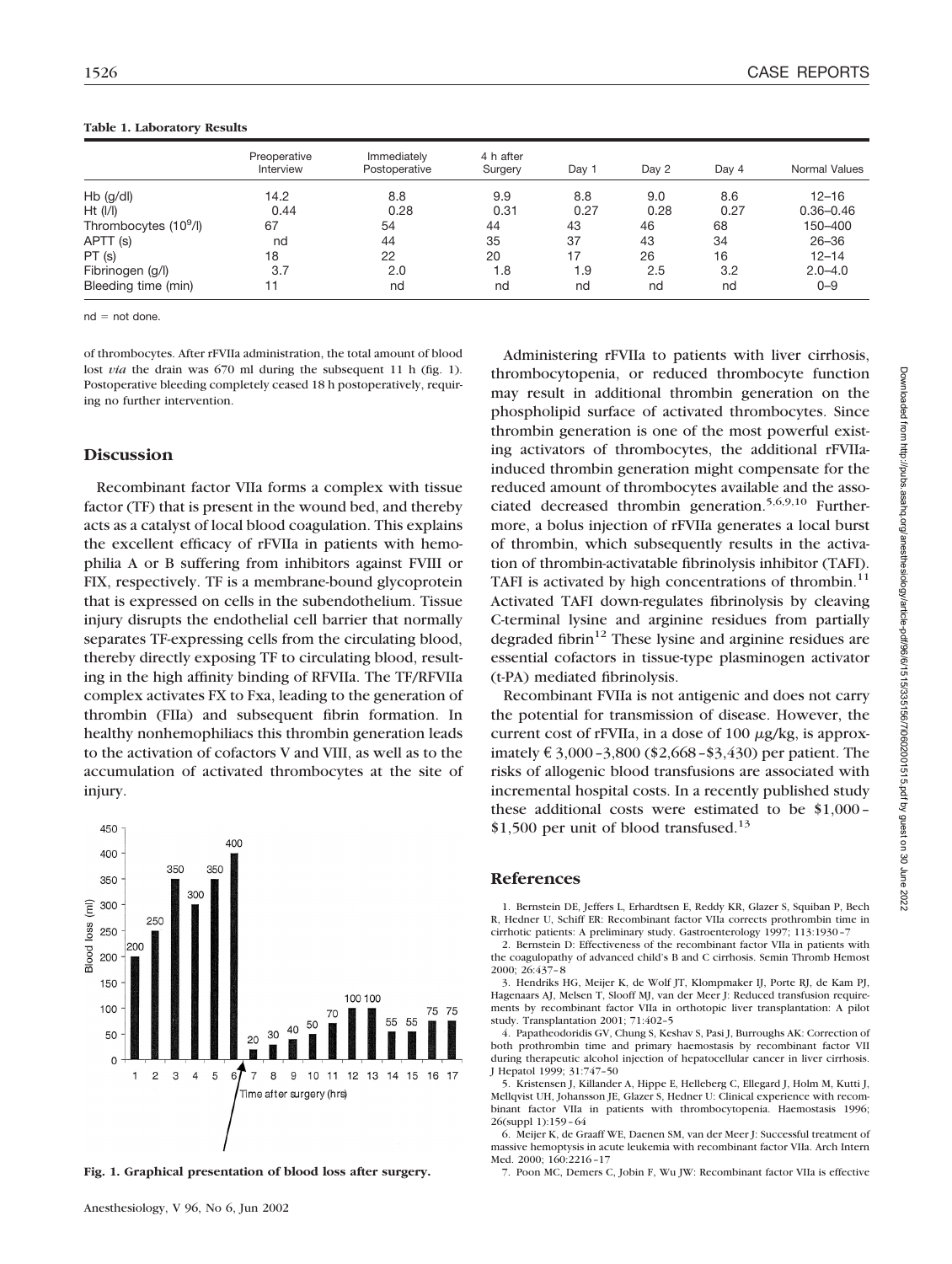**Table 1. Laboratory Results**

| | Preoperative Interview | Immediately Postoperative | 4 h after Surgery | Day 1 | Day 2 | Day 4 | Normal Values |
|---|---|---|---|---|---|---|---|
| Hb (g/dl) | 14.2 | 8.8 | 9.9 | 8.8 | 9.0 | 8.6 | 12–16 |
| Ht (l/l) | 0.44 | 0.28 | 0.31 | 0.27 | 0.28 | 0.27 | 0.36–0.46 |
| Thrombocytes ($10^9$/l) | 67 | 54 | 44 | 43 | 46 | 68 | 150–400 |
| APTT (s) | nd | 44 | 35 | 37 | 43 | 34 | 26–36 |
| PT (s) | 18 | 22 | 20 | 17 | 26 | 16 | 12–14 |
| Fibrinogen (g/l) | 3.7 | 2.0 | 1.8 | 1.9 | 2.5 | 3.2 | 2.0–4.0 |
| Bleeding time (min) | 11 | nd | nd | nd | nd | nd | 0–9 |

nd = not done.

of thrombocytes. After rFVIIa administration, the total amount of blood lost *via* the drain was 670 ml during the subsequent 11 h (fig. 1). Postoperative bleeding completely ceased 18 h postoperatively, requiring no further intervention.

## Discussion

Recombinant factor VIIa forms a complex with tissue factor (TF) that is present in the wound bed, and thereby acts as a catalyst of local blood coagulation. This explains the excellent efficacy of rFVIIa in patients with hemophilia A or B suffering from inhibitors against FVIII or FIX, respectively. TF is a membrane-bound glycoprotein that is expressed on cells in the subendothelium. Tissue injury disrupts the endothelial cell barrier that normally separates TF-expressing cells from the circulating blood, thereby directly exposing TF to circulating blood, resulting in the high affinity binding of RFVIIa. The TF/RFVIIa complex activates FX to Fxa, leading to the generation of thrombin (FIIa) and subsequent fibrin formation. In healthy nonhemophiliacs this thrombin generation leads to the activation of cofactors V and VIII, as well as to the accumulation of activated thrombocytes at the site of injury.

**Fig. 1. Graphical presentation of blood loss after surgery.**

Administering rFVIIa to patients with liver cirrhosis, thrombocytopenia, or reduced thrombocyte function may result in additional thrombin generation on the phospholipid surface of activated thrombocytes. Since thrombin generation is one of the most powerful existing activators of thrombocytes, the additional rFVIIa-induced thrombin generation might compensate for the reduced amount of thrombocytes available and the associated decreased thrombin generation.[5,6,9,10] Furthermore, a bolus injection of rFVIIa generates a local burst of thrombin, which subsequently results in the activation of thrombin-activatable fibrinolysis inhibitor (TAFI). TAFI is activated by high concentrations of thrombin.[11] Activated TAFI down-regulates fibrinolysis by cleaving C-terminal lysine and arginine residues from partially degraded fibrin[12] These lysine and arginine residues are essential cofactors in tissue-type plasminogen activator (t-PA) mediated fibrinolysis.

Recombinant FVIIa is not antigenic and does not carry the potential for transmission of disease. However, the current cost of rFVIIa, in a dose of 100 $\mu$g/kg, is approximately € 3,000–3,800 ($2,668–$3,430) per patient. The risks of allogenic blood transfusions are associated with incremental hospital costs. In a recently published study these additional costs were estimated to be $1,000–$1,500 per unit of blood transfused.[13]

## References

1. Bernstein DE, Jeffers L, Erhardtsen E, Reddy KR, Glazer S, Squiban P, Bech R, Hedner U, Schiff ER: Recombinant factor VIIa corrects prothrombin time in cirrhotic patients: A preliminary study. Gastroenterology 1997; 113:1930–7

2. Bernstein D: Effectiveness of the recombinant factor VIIa in patients with the coagulopathy of advanced child's B and C cirrhosis. Semin Thromb Hemost 2000; 26:437–8

3. Hendriks HG, Meijer K, de Wolf JT, Klompmaker IJ, Porte RJ, de Kam PJ, Hagenaars AJ, Melsen T, Slooff MJ, van der Meer J: Reduced transfusion requirements by recombinant factor VIIa in orthotopic liver transplantation: A pilot study. Transplantation 2001; 71:402–5

4. Papatheodoridis GV, Chung S, Keshav S, Pasi J, Burroughs AK: Correction of both prothrombin time and primary haemostasis by recombinant factor VII during therapeutic alcohol injection of hepatocellular cancer in liver cirrhosis. J Hepatol 1999; 31:747–50

5. Kristensen J, Killander A, Hippe E, Helleberg C, Ellegard J, Holm M, Kutti J, Mellqvist UH, Johansson JE, Glazer S, Hedner U: Clinical experience with recombinant factor VIIa in patients with thrombocytopenia. Haemostasis 1996; 26(suppl 1):159–64

6. Meijer K, de Graaff WE, Daenen SM, van der Meer J: Successful treatment of massive hemoptysis in acute leukemia with recombinant factor VIIa. Arch Intern Med. 2000; 160:2216–17

7. Poon MC, Demers C, Jobin F, Wu JW: Recombinant factor VIIa is effective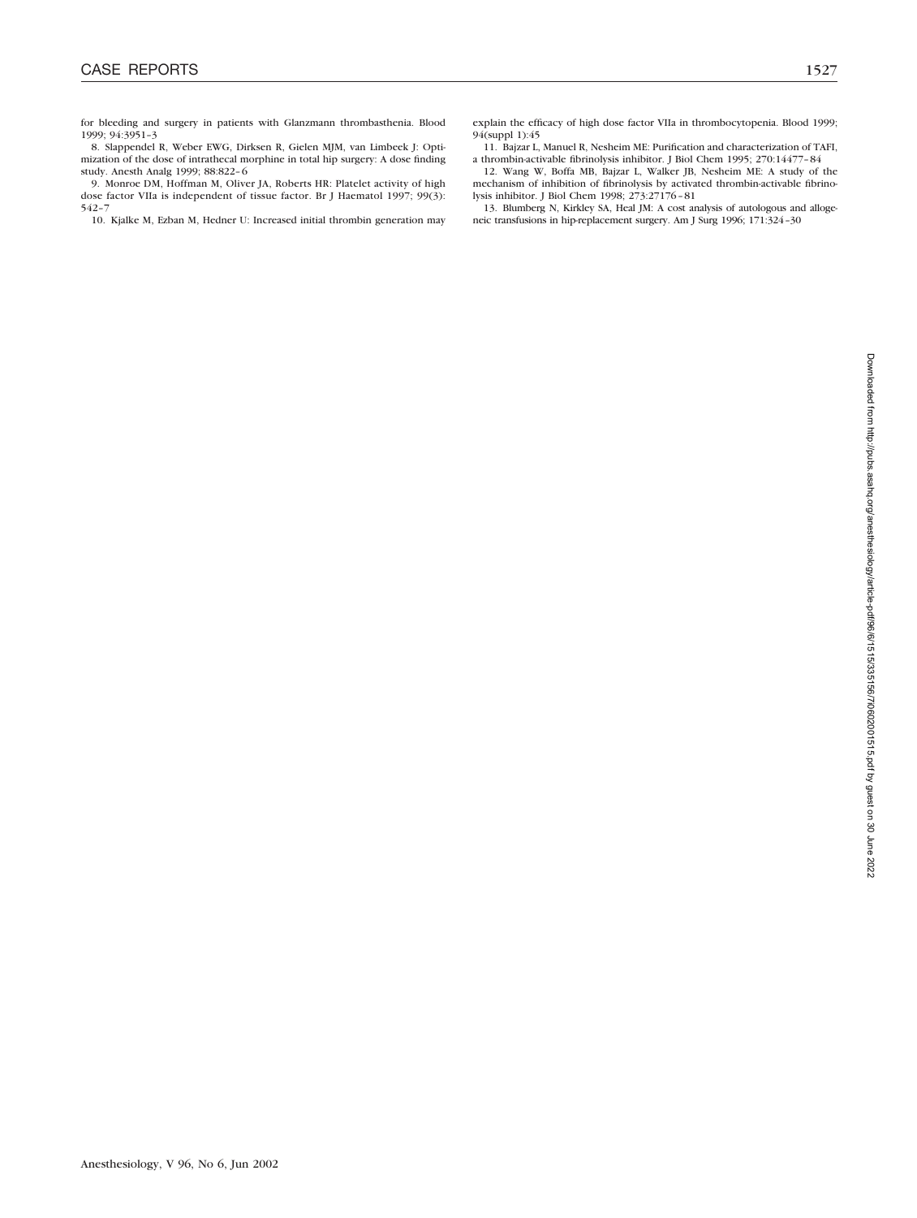for bleeding and surgery in patients with Glanzmann thrombasthenia. Blood 1999; 94:3951–3

8. Slappendel R, Weber EWG, Dirksen R, Gielen MJM, van Limbeek J: Optimization of the dose of intrathecal morphine in total hip surgery: A dose finding study. Anesth Analg 1999; 88:822–6

9. Monroe DM, Hoffman M, Oliver JA, Roberts HR: Platelet activity of high dose factor VIIa is independent of tissue factor. Br J Haematol 1997; 99(3): 542–7

10. Kjalke M, Ezban M, Hedner U: Increased initial thrombin generation may explain the efficacy of high dose factor VIIa in thrombocytopenia. Blood 1999; 94(suppl 1):45

11. Bajzar L, Manuel R, Nesheim ME: Purification and characterization of TAFI, a thrombin-activable fibrinolysis inhibitor. J Biol Chem 1995; 270:14477–84

12. Wang W, Boffa MB, Bajzar L, Walker JB, Nesheim ME: A study of the mechanism of inhibition of fibrinolysis by activated thrombin-activable fibrinolysis inhibitor. J Biol Chem 1998; 273:27176–81

13. Blumberg N, Kirkley SA, Heal JM: A cost analysis of autologous and allogeneic transfusions in hip-replacement surgery. Am J Surg 1996; 171:324–30